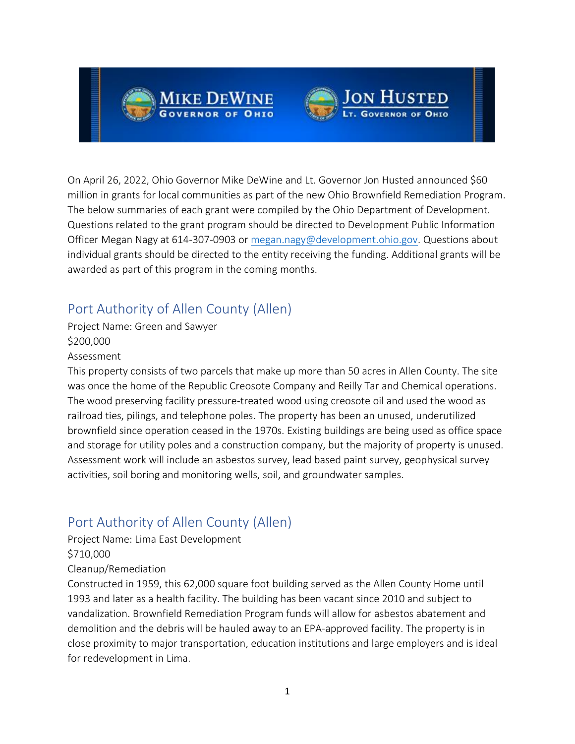On April 26, 2022, Ohio Governor Mike DeWine and Lt. Governor Jon Husted announced $60 million in grants for local communities as part of the new Ohio Brownfield Remediation Program. The below summaries of each grant were compiled by the Ohio Department of Development. Questions related to the grant program should be directed to Development Public Information Officer Megan Nagy at 614-307-0903 or megan.nagy@development.ohio.gov. Questions about individual grants should be directed to the entity receiving the funding. Additional grants will be awarded as part of this program in the coming months.

## Port Authority of Allen County (Allen)

Project Name: Green and Sawyer
$200,000
Assessment

This property consists of two parcels that make up more than 50 acres in Allen County. The site was once the home of the Republic Creosote Company and Reilly Tar and Chemical operations. The wood preserving facility pressure-treated wood using creosote oil and used the wood as railroad ties, pilings, and telephone poles. The property has been an unused, underutilized brownfield since operation ceased in the 1970s. Existing buildings are being used as office space and storage for utility poles and a construction company, but the majority of property is unused. Assessment work will include an asbestos survey, lead based paint survey, geophysical survey activities, soil boring and monitoring wells, soil, and groundwater samples.

## Port Authority of Allen County (Allen)

Project Name: Lima East Development
$710,000
Cleanup/Remediation

Constructed in 1959, this 62,000 square foot building served as the Allen County Home until 1993 and later as a health facility. The building has been vacant since 2010 and subject to vandalization. Brownfield Remediation Program funds will allow for asbestos abatement and demolition and the debris will be hauled away to an EPA-approved facility. The property is in close proximity to major transportation, education institutions and large employers and is ideal for redevelopment in Lima.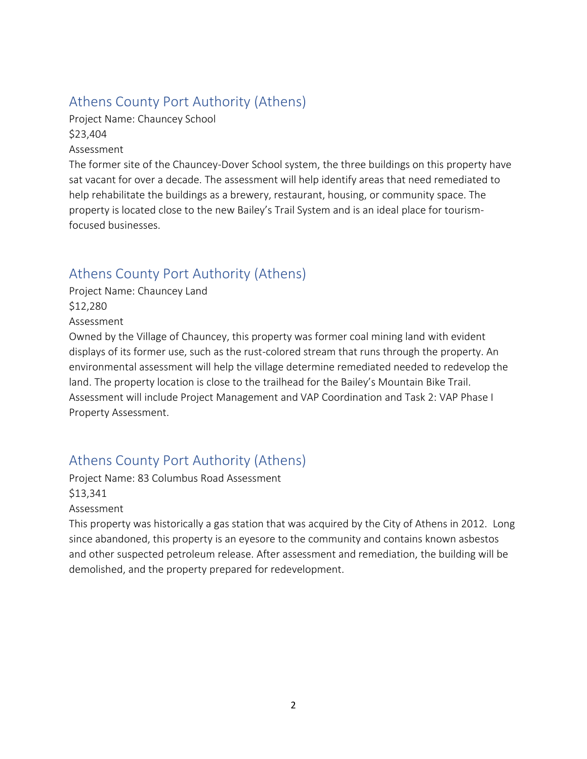## Athens County Port Authority (Athens)

Project Name: Chauncey School

$23,404

Assessment

The former site of the Chauncey-Dover School system, the three buildings on this property have sat vacant for over a decade. The assessment will help identify areas that need remediated to help rehabilitate the buildings as a brewery, restaurant, housing, or community space. The property is located close to the new Bailey's Trail System and is an ideal place for tourism-focused businesses.

## Athens County Port Authority (Athens)

Project Name: Chauncey Land

$12,280

Assessment

Owned by the Village of Chauncey, this property was former coal mining land with evident displays of its former use, such as the rust-colored stream that runs through the property. An environmental assessment will help the village determine remediated needed to redevelop the land. The property location is close to the trailhead for the Bailey's Mountain Bike Trail. Assessment will include Project Management and VAP Coordination and Task 2: VAP Phase I Property Assessment.

## Athens County Port Authority (Athens)

Project Name: 83 Columbus Road Assessment

$13,341

Assessment

This property was historically a gas station that was acquired by the City of Athens in 2012. Long since abandoned, this property is an eyesore to the community and contains known asbestos and other suspected petroleum release. After assessment and remediation, the building will be demolished, and the property prepared for redevelopment.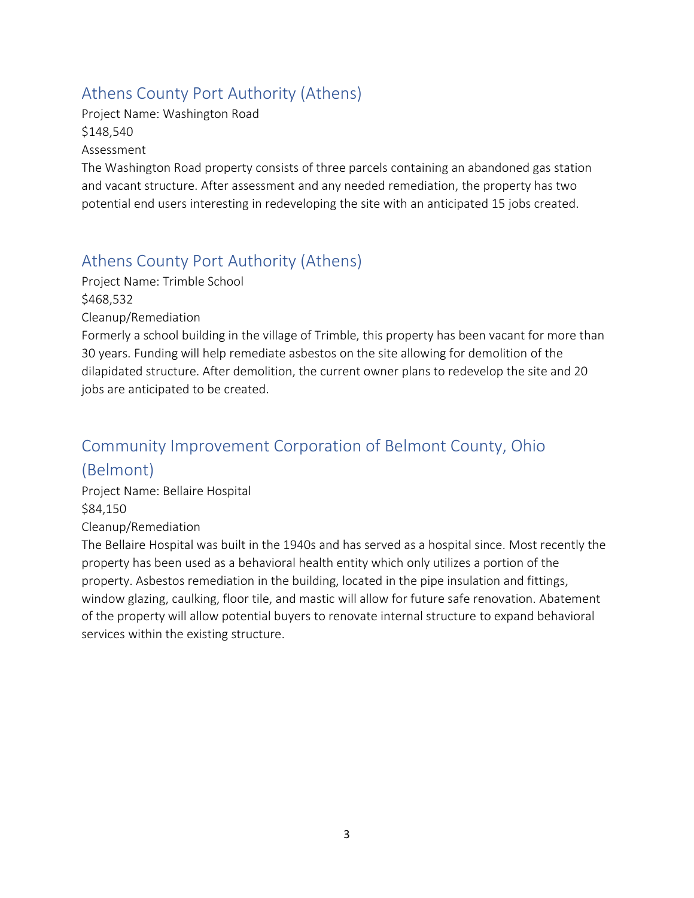## Athens County Port Authority (Athens)

Project Name: Washington Road

$148,540

Assessment

The Washington Road property consists of three parcels containing an abandoned gas station and vacant structure. After assessment and any needed remediation, the property has two potential end users interesting in redeveloping the site with an anticipated 15 jobs created.

## Athens County Port Authority (Athens)

Project Name: Trimble School

$468,532

Cleanup/Remediation

Formerly a school building in the village of Trimble, this property has been vacant for more than 30 years. Funding will help remediate asbestos on the site allowing for demolition of the dilapidated structure. After demolition, the current owner plans to redevelop the site and 20 jobs are anticipated to be created.

## Community Improvement Corporation of Belmont County, Ohio (Belmont)

Project Name: Bellaire Hospital

$84,150

Cleanup/Remediation

The Bellaire Hospital was built in the 1940s and has served as a hospital since. Most recently the property has been used as a behavioral health entity which only utilizes a portion of the property. Asbestos remediation in the building, located in the pipe insulation and fittings, window glazing, caulking, floor tile, and mastic will allow for future safe renovation. Abatement of the property will allow potential buyers to renovate internal structure to expand behavioral services within the existing structure.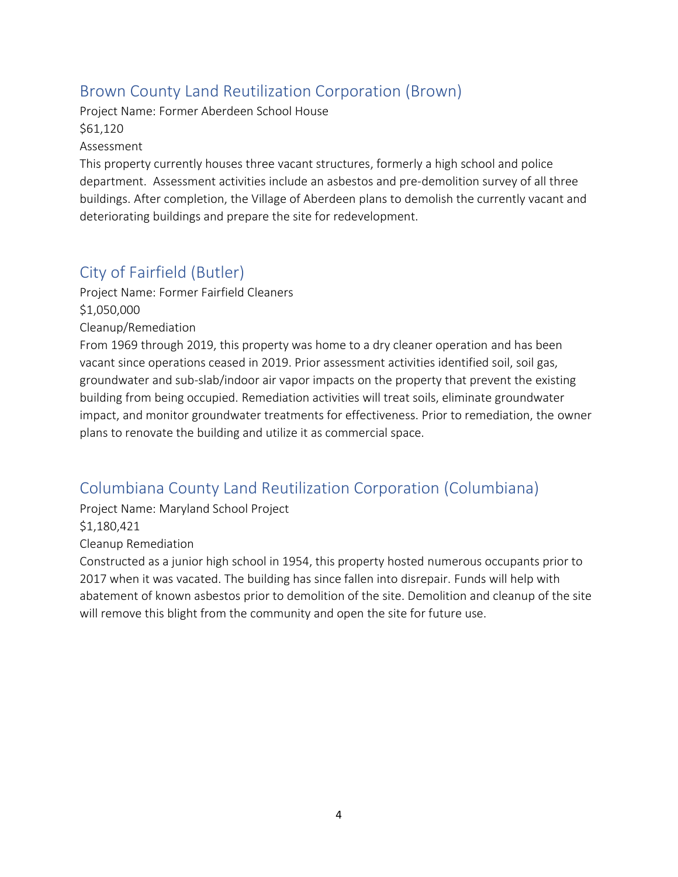## Brown County Land Reutilization Corporation (Brown)

Project Name: Former Aberdeen School House

$61,120

Assessment

This property currently houses three vacant structures, formerly a high school and police department. Assessment activities include an asbestos and pre-demolition survey of all three buildings. After completion, the Village of Aberdeen plans to demolish the currently vacant and deteriorating buildings and prepare the site for redevelopment.

## City of Fairfield (Butler)

Project Name: Former Fairfield Cleaners

$1,050,000

Cleanup/Remediation

From 1969 through 2019, this property was home to a dry cleaner operation and has been vacant since operations ceased in 2019. Prior assessment activities identified soil, soil gas, groundwater and sub-slab/indoor air vapor impacts on the property that prevent the existing building from being occupied. Remediation activities will treat soils, eliminate groundwater impact, and monitor groundwater treatments for effectiveness. Prior to remediation, the owner plans to renovate the building and utilize it as commercial space.

## Columbiana County Land Reutilization Corporation (Columbiana)

Project Name: Maryland School Project

$1,180,421

Cleanup Remediation

Constructed as a junior high school in 1954, this property hosted numerous occupants prior to 2017 when it was vacated. The building has since fallen into disrepair. Funds will help with abatement of known asbestos prior to demolition of the site. Demolition and cleanup of the site will remove this blight from the community and open the site for future use.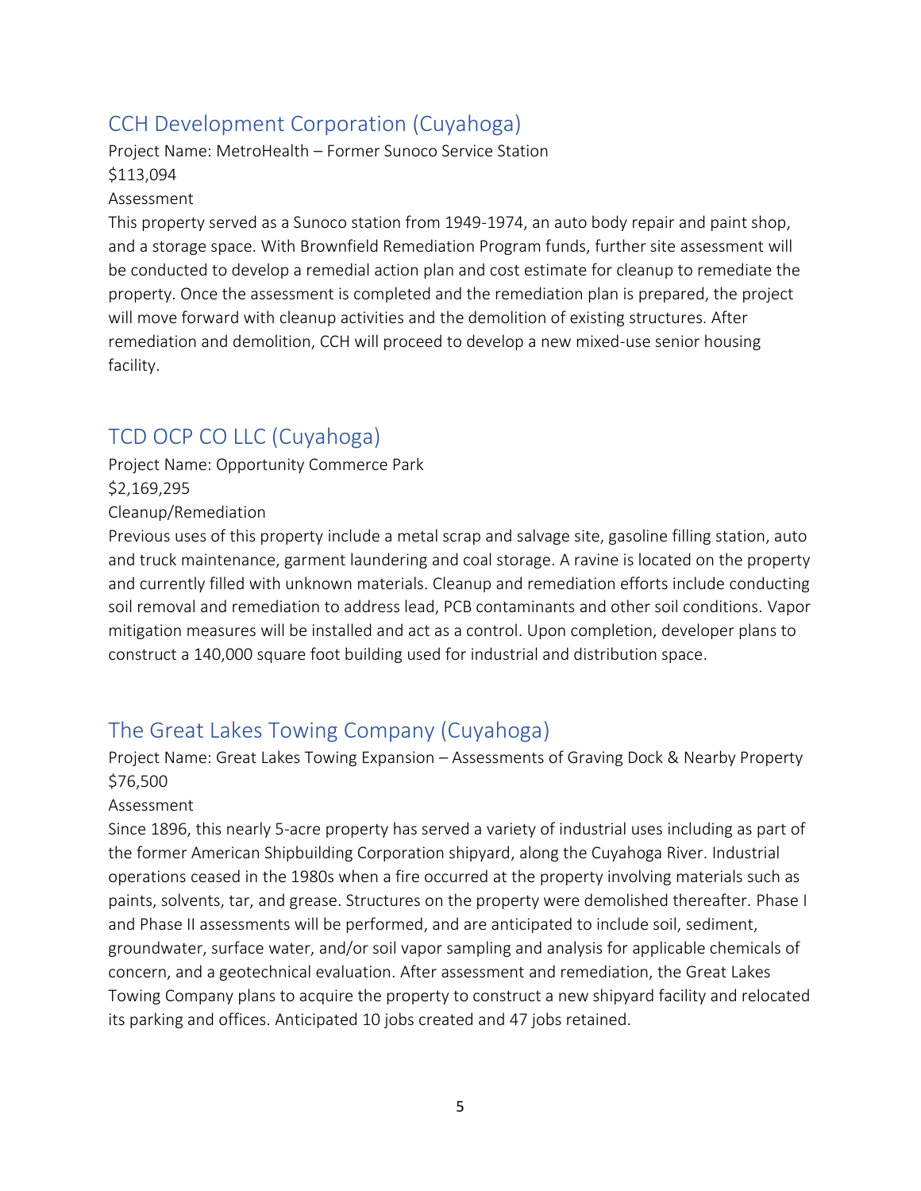## CCH Development Corporation (Cuyahoga)

Project Name: MetroHealth – Former Sunoco Service Station

$113,094

Assessment

This property served as a Sunoco station from 1949-1974, an auto body repair and paint shop, and a storage space. With Brownfield Remediation Program funds, further site assessment will be conducted to develop a remedial action plan and cost estimate for cleanup to remediate the property. Once the assessment is completed and the remediation plan is prepared, the project will move forward with cleanup activities and the demolition of existing structures. After remediation and demolition, CCH will proceed to develop a new mixed-use senior housing facility.

## TCD OCP CO LLC (Cuyahoga)

Project Name: Opportunity Commerce Park

$2,169,295

Cleanup/Remediation

Previous uses of this property include a metal scrap and salvage site, gasoline filling station, auto and truck maintenance, garment laundering and coal storage. A ravine is located on the property and currently filled with unknown materials. Cleanup and remediation efforts include conducting soil removal and remediation to address lead, PCB contaminants and other soil conditions. Vapor mitigation measures will be installed and act as a control. Upon completion, developer plans to construct a 140,000 square foot building used for industrial and distribution space.

## The Great Lakes Towing Company (Cuyahoga)

Project Name: Great Lakes Towing Expansion – Assessments of Graving Dock & Nearby Property

$76,500

Assessment

Since 1896, this nearly 5-acre property has served a variety of industrial uses including as part of the former American Shipbuilding Corporation shipyard, along the Cuyahoga River. Industrial operations ceased in the 1980s when a fire occurred at the property involving materials such as paints, solvents, tar, and grease. Structures on the property were demolished thereafter. Phase I and Phase II assessments will be performed, and are anticipated to include soil, sediment, groundwater, surface water, and/or soil vapor sampling and analysis for applicable chemicals of concern, and a geotechnical evaluation. After assessment and remediation, the Great Lakes Towing Company plans to acquire the property to construct a new shipyard facility and relocated its parking and offices. Anticipated 10 jobs created and 47 jobs retained.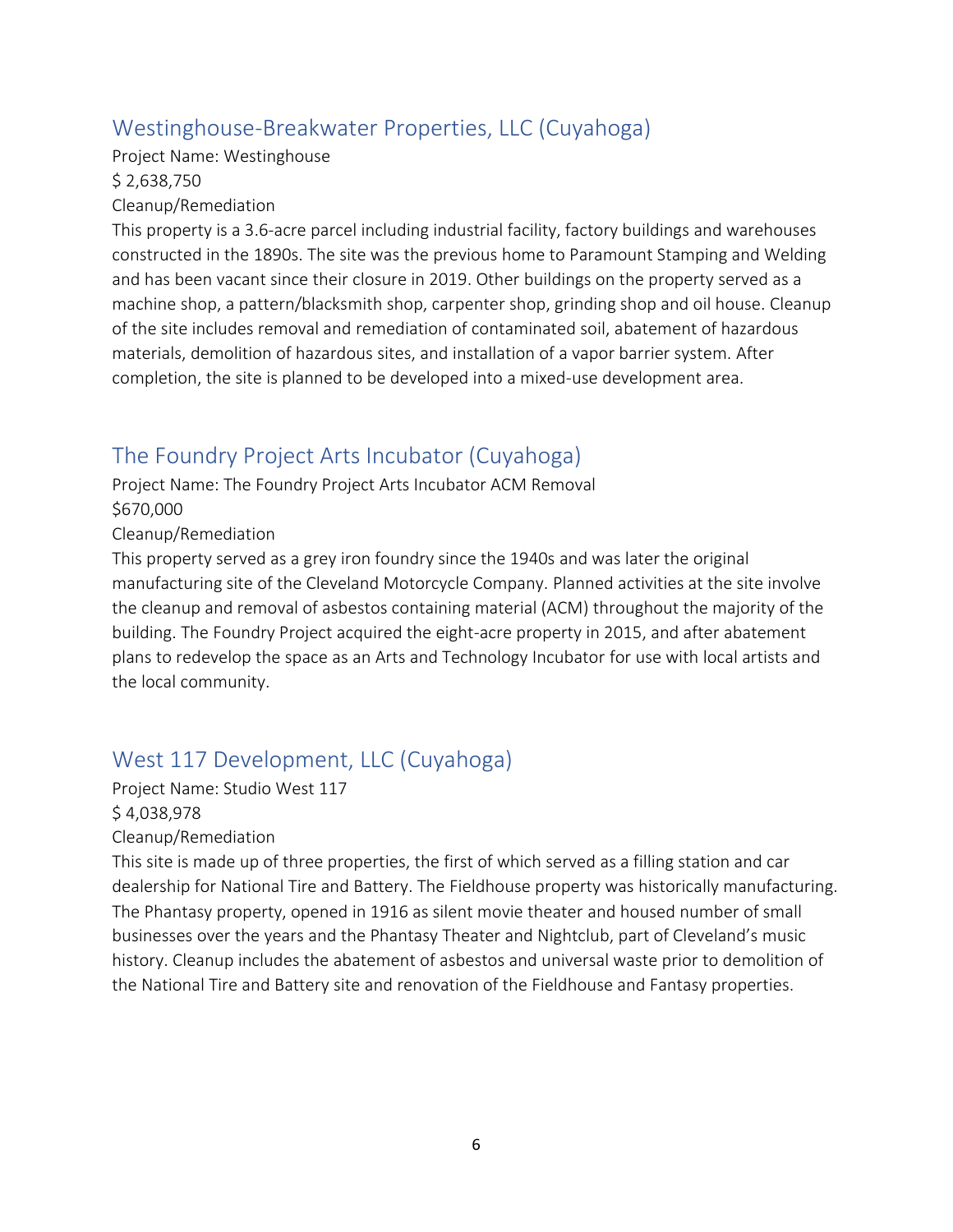## Westinghouse-Breakwater Properties, LLC (Cuyahoga)

Project Name: Westinghouse

$ 2,638,750

Cleanup/Remediation

This property is a 3.6-acre parcel including industrial facility, factory buildings and warehouses constructed in the 1890s. The site was the previous home to Paramount Stamping and Welding and has been vacant since their closure in 2019. Other buildings on the property served as a machine shop, a pattern/blacksmith shop, carpenter shop, grinding shop and oil house. Cleanup of the site includes removal and remediation of contaminated soil, abatement of hazardous materials, demolition of hazardous sites, and installation of a vapor barrier system. After completion, the site is planned to be developed into a mixed-use development area.

## The Foundry Project Arts Incubator (Cuyahoga)

Project Name: The Foundry Project Arts Incubator ACM Removal

$670,000

Cleanup/Remediation

This property served as a grey iron foundry since the 1940s and was later the original manufacturing site of the Cleveland Motorcycle Company. Planned activities at the site involve the cleanup and removal of asbestos containing material (ACM) throughout the majority of the building. The Foundry Project acquired the eight-acre property in 2015, and after abatement plans to redevelop the space as an Arts and Technology Incubator for use with local artists and the local community.

## West 117 Development, LLC (Cuyahoga)

Project Name: Studio West 117

$ 4,038,978

Cleanup/Remediation

This site is made up of three properties, the first of which served as a filling station and car dealership for National Tire and Battery. The Fieldhouse property was historically manufacturing. The Phantasy property, opened in 1916 as silent movie theater and housed number of small businesses over the years and the Phantasy Theater and Nightclub, part of Cleveland's music history. Cleanup includes the abatement of asbestos and universal waste prior to demolition of the National Tire and Battery site and renovation of the Fieldhouse and Fantasy properties.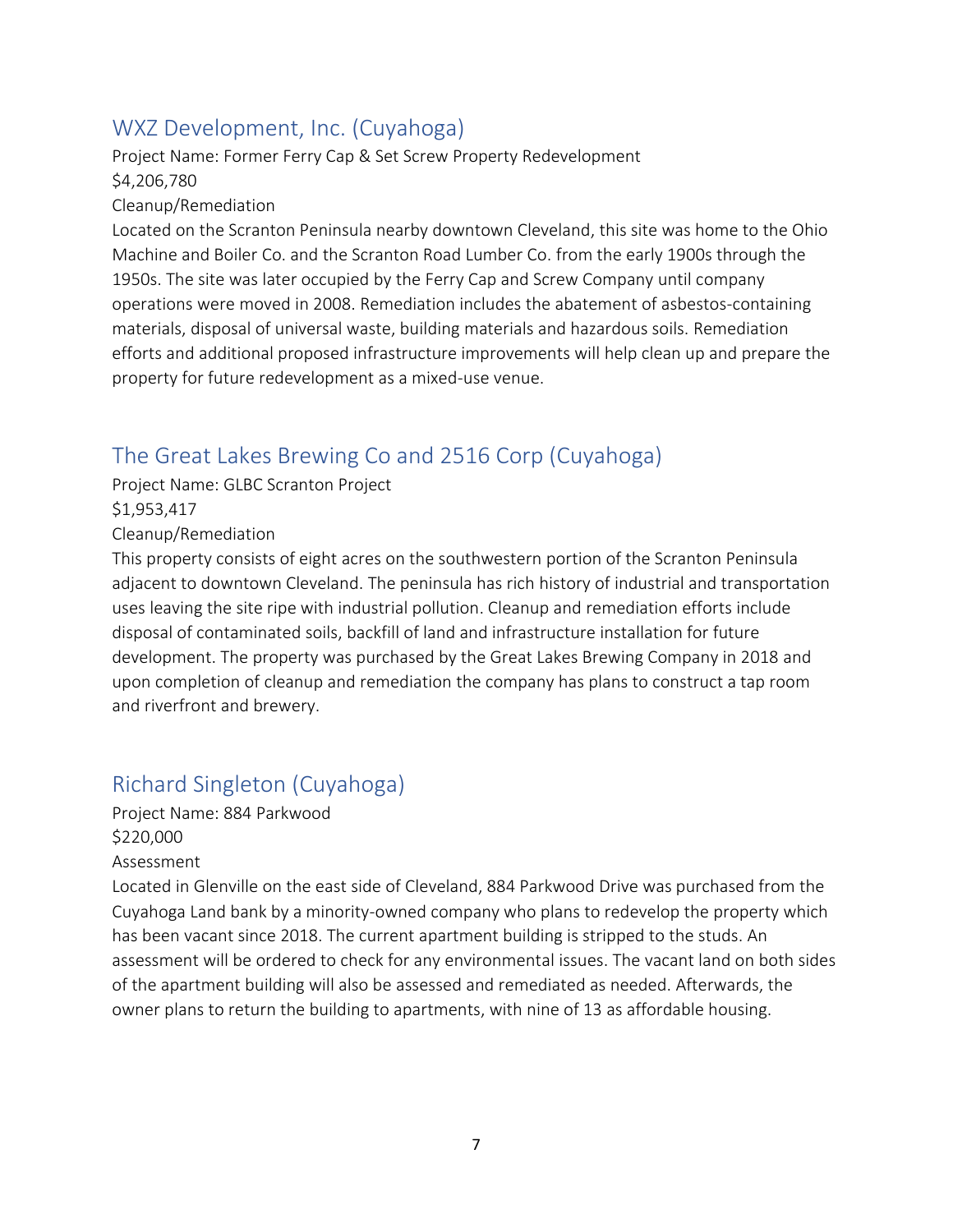## WXZ Development, Inc. (Cuyahoga)

Project Name: Former Ferry Cap & Set Screw Property Redevelopment

$4,206,780

Cleanup/Remediation

Located on the Scranton Peninsula nearby downtown Cleveland, this site was home to the Ohio Machine and Boiler Co. and the Scranton Road Lumber Co. from the early 1900s through the 1950s. The site was later occupied by the Ferry Cap and Screw Company until company operations were moved in 2008. Remediation includes the abatement of asbestos-containing materials, disposal of universal waste, building materials and hazardous soils. Remediation efforts and additional proposed infrastructure improvements will help clean up and prepare the property for future redevelopment as a mixed-use venue.

## The Great Lakes Brewing Co and 2516 Corp (Cuyahoga)

Project Name: GLBC Scranton Project

$1,953,417

Cleanup/Remediation

This property consists of eight acres on the southwestern portion of the Scranton Peninsula adjacent to downtown Cleveland. The peninsula has rich history of industrial and transportation uses leaving the site ripe with industrial pollution. Cleanup and remediation efforts include disposal of contaminated soils, backfill of land and infrastructure installation for future development. The property was purchased by the Great Lakes Brewing Company in 2018 and upon completion of cleanup and remediation the company has plans to construct a tap room and riverfront and brewery.

## Richard Singleton (Cuyahoga)

Project Name: 884 Parkwood

$220,000

Assessment

Located in Glenville on the east side of Cleveland, 884 Parkwood Drive was purchased from the Cuyahoga Land bank by a minority-owned company who plans to redevelop the property which has been vacant since 2018. The current apartment building is stripped to the studs. An assessment will be ordered to check for any environmental issues. The vacant land on both sides of the apartment building will also be assessed and remediated as needed. Afterwards, the owner plans to return the building to apartments, with nine of 13 as affordable housing.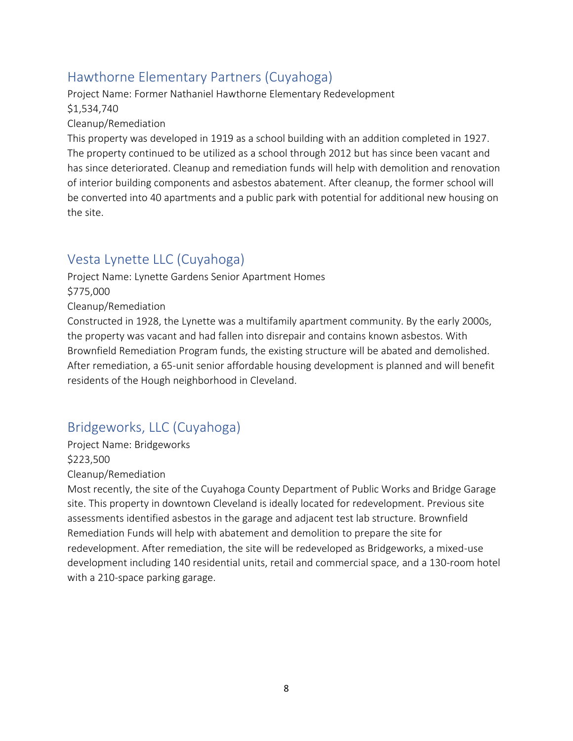## Hawthorne Elementary Partners (Cuyahoga)

Project Name: Former Nathaniel Hawthorne Elementary Redevelopment

$1,534,740

Cleanup/Remediation

This property was developed in 1919 as a school building with an addition completed in 1927. The property continued to be utilized as a school through 2012 but has since been vacant and has since deteriorated. Cleanup and remediation funds will help with demolition and renovation of interior building components and asbestos abatement. After cleanup, the former school will be converted into 40 apartments and a public park with potential for additional new housing on the site.

## Vesta Lynette LLC (Cuyahoga)

Project Name: Lynette Gardens Senior Apartment Homes

$775,000

Cleanup/Remediation

Constructed in 1928, the Lynette was a multifamily apartment community. By the early 2000s, the property was vacant and had fallen into disrepair and contains known asbestos. With Brownfield Remediation Program funds, the existing structure will be abated and demolished. After remediation, a 65-unit senior affordable housing development is planned and will benefit residents of the Hough neighborhood in Cleveland.

## Bridgeworks, LLC (Cuyahoga)

Project Name: Bridgeworks

$223,500

Cleanup/Remediation

Most recently, the site of the Cuyahoga County Department of Public Works and Bridge Garage site. This property in downtown Cleveland is ideally located for redevelopment. Previous site assessments identified asbestos in the garage and adjacent test lab structure. Brownfield Remediation Funds will help with abatement and demolition to prepare the site for redevelopment. After remediation, the site will be redeveloped as Bridgeworks, a mixed-use development including 140 residential units, retail and commercial space, and a 130-room hotel with a 210-space parking garage.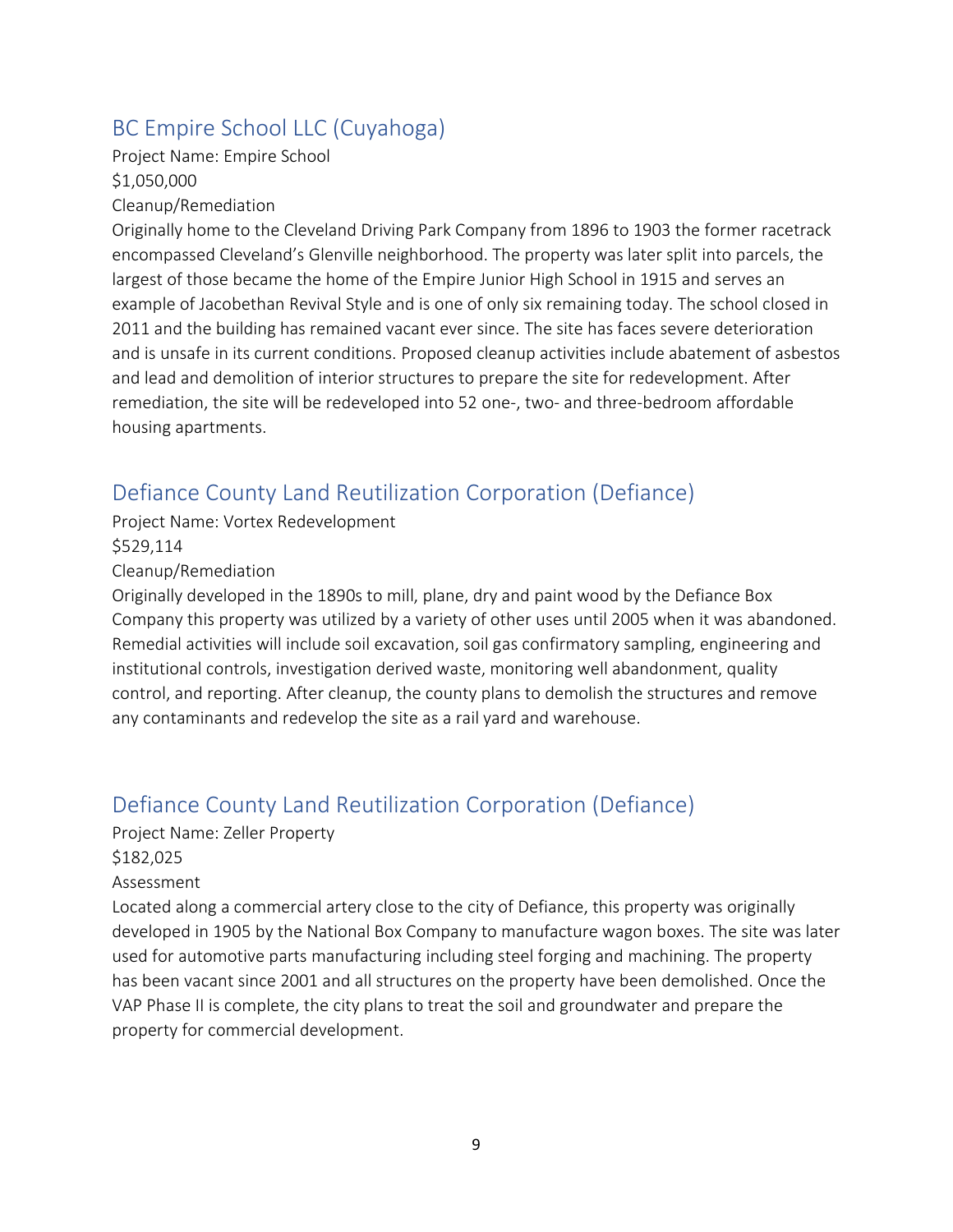## BC Empire School LLC (Cuyahoga)

Project Name: Empire School

$1,050,000

Cleanup/Remediation

Originally home to the Cleveland Driving Park Company from 1896 to 1903 the former racetrack encompassed Cleveland's Glenville neighborhood. The property was later split into parcels, the largest of those became the home of the Empire Junior High School in 1915 and serves an example of Jacobethan Revival Style and is one of only six remaining today. The school closed in 2011 and the building has remained vacant ever since. The site has faces severe deterioration and is unsafe in its current conditions. Proposed cleanup activities include abatement of asbestos and lead and demolition of interior structures to prepare the site for redevelopment. After remediation, the site will be redeveloped into 52 one-, two- and three-bedroom affordable housing apartments.

## Defiance County Land Reutilization Corporation (Defiance)

Project Name: Vortex Redevelopment

$529,114

Cleanup/Remediation

Originally developed in the 1890s to mill, plane, dry and paint wood by the Defiance Box Company this property was utilized by a variety of other uses until 2005 when it was abandoned. Remedial activities will include soil excavation, soil gas confirmatory sampling, engineering and institutional controls, investigation derived waste, monitoring well abandonment, quality control, and reporting. After cleanup, the county plans to demolish the structures and remove any contaminants and redevelop the site as a rail yard and warehouse.

## Defiance County Land Reutilization Corporation (Defiance)

Project Name: Zeller Property

$182,025

Assessment

Located along a commercial artery close to the city of Defiance, this property was originally developed in 1905 by the National Box Company to manufacture wagon boxes. The site was later used for automotive parts manufacturing including steel forging and machining. The property has been vacant since 2001 and all structures on the property have been demolished. Once the VAP Phase II is complete, the city plans to treat the soil and groundwater and prepare the property for commercial development.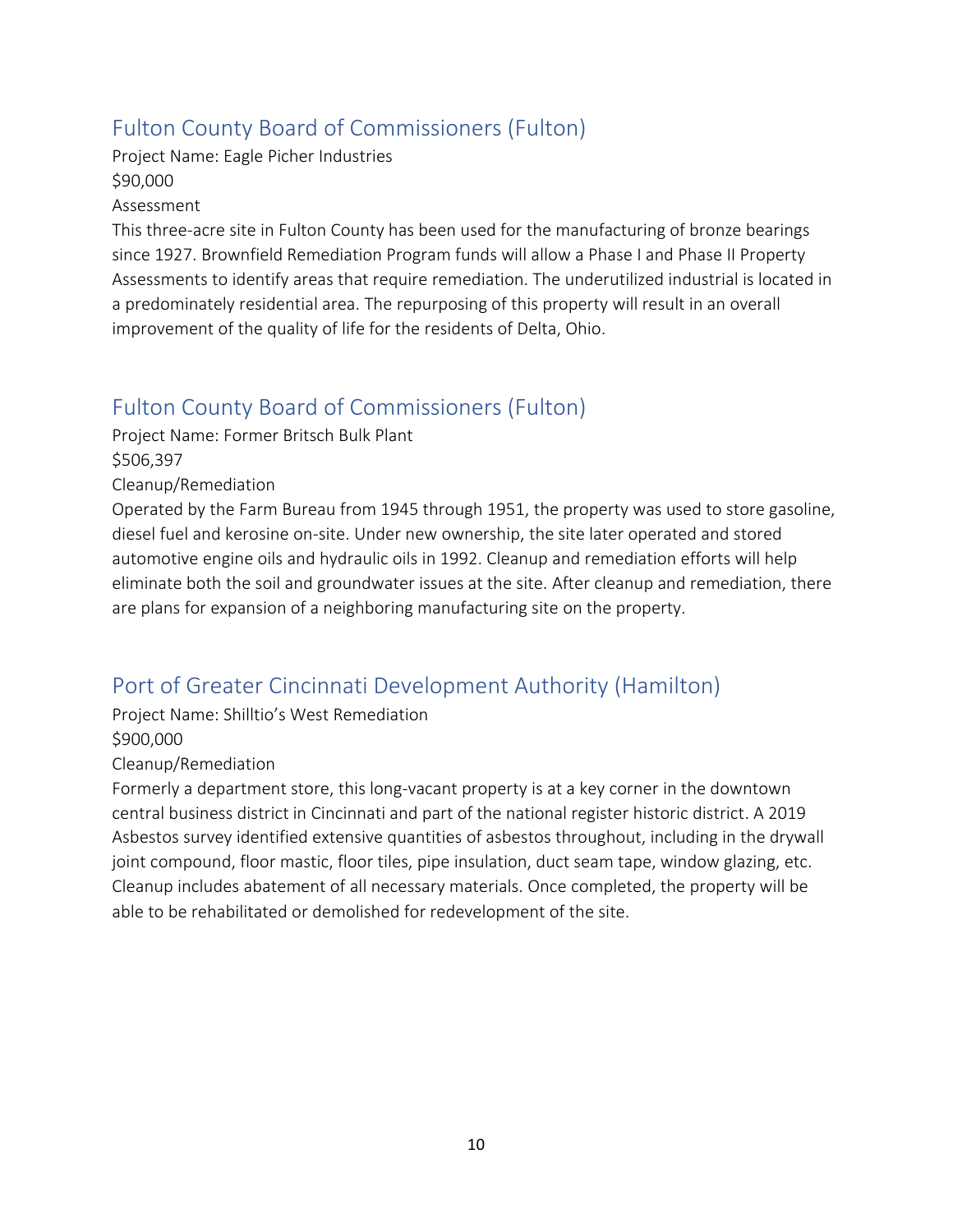## Fulton County Board of Commissioners (Fulton)

Project Name: Eagle Picher Industries

$90,000

Assessment

This three-acre site in Fulton County has been used for the manufacturing of bronze bearings since 1927. Brownfield Remediation Program funds will allow a Phase I and Phase II Property Assessments to identify areas that require remediation. The underutilized industrial is located in a predominately residential area. The repurposing of this property will result in an overall improvement of the quality of life for the residents of Delta, Ohio.

## Fulton County Board of Commissioners (Fulton)

Project Name: Former Britsch Bulk Plant

$506,397

Cleanup/Remediation

Operated by the Farm Bureau from 1945 through 1951, the property was used to store gasoline, diesel fuel and kerosine on-site. Under new ownership, the site later operated and stored automotive engine oils and hydraulic oils in 1992. Cleanup and remediation efforts will help eliminate both the soil and groundwater issues at the site. After cleanup and remediation, there are plans for expansion of a neighboring manufacturing site on the property.

## Port of Greater Cincinnati Development Authority (Hamilton)

Project Name: Shilltio's West Remediation

$900,000

Cleanup/Remediation

Formerly a department store, this long-vacant property is at a key corner in the downtown central business district in Cincinnati and part of the national register historic district. A 2019 Asbestos survey identified extensive quantities of asbestos throughout, including in the drywall joint compound, floor mastic, floor tiles, pipe insulation, duct seam tape, window glazing, etc. Cleanup includes abatement of all necessary materials. Once completed, the property will be able to be rehabilitated or demolished for redevelopment of the site.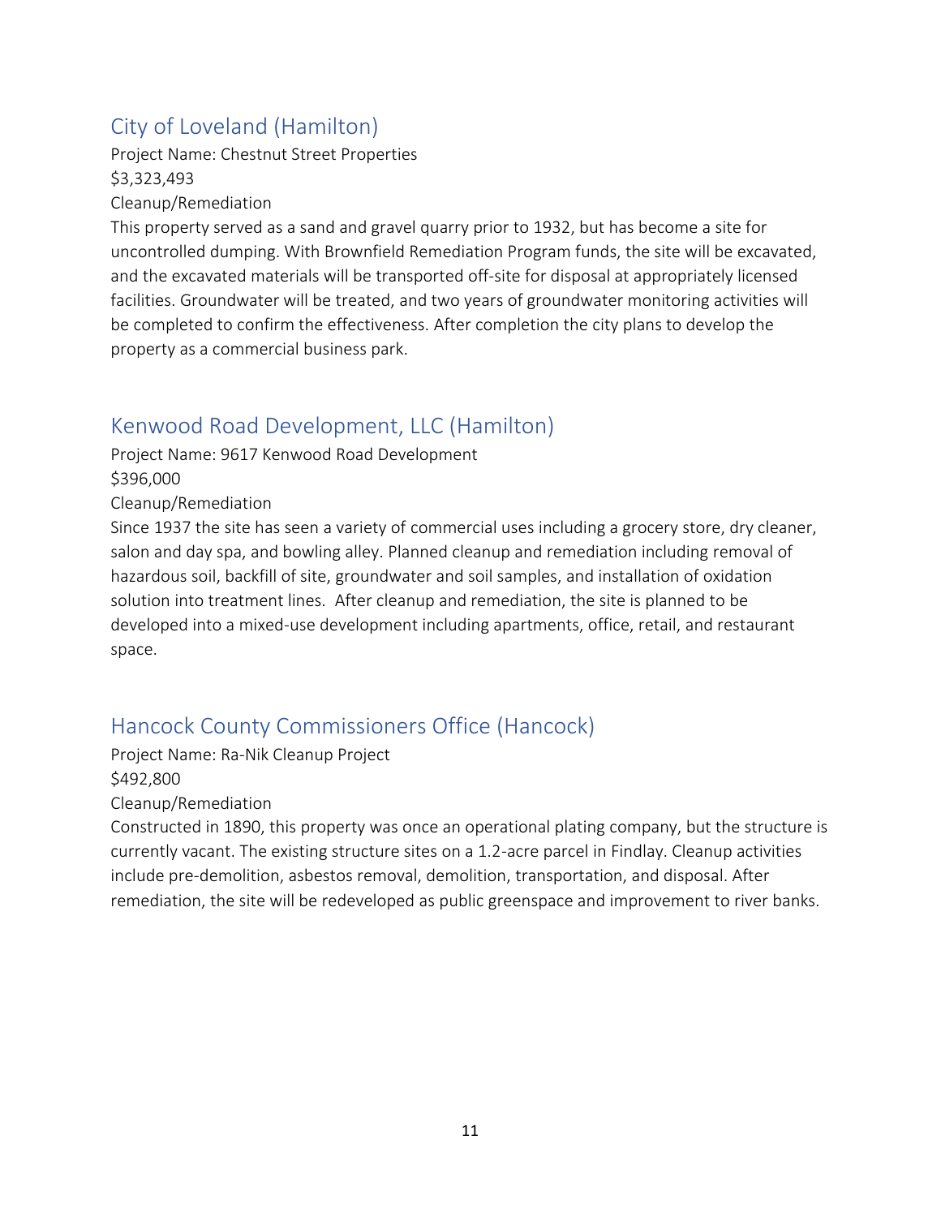## City of Loveland (Hamilton)

Project Name: Chestnut Street Properties

$3,323,493

Cleanup/Remediation

This property served as a sand and gravel quarry prior to 1932, but has become a site for uncontrolled dumping. With Brownfield Remediation Program funds, the site will be excavated, and the excavated materials will be transported off-site for disposal at appropriately licensed facilities. Groundwater will be treated, and two years of groundwater monitoring activities will be completed to confirm the effectiveness. After completion the city plans to develop the property as a commercial business park.

## Kenwood Road Development, LLC (Hamilton)

Project Name: 9617 Kenwood Road Development

$396,000

Cleanup/Remediation

Since 1937 the site has seen a variety of commercial uses including a grocery store, dry cleaner, salon and day spa, and bowling alley. Planned cleanup and remediation including removal of hazardous soil, backfill of site, groundwater and soil samples, and installation of oxidation solution into treatment lines. After cleanup and remediation, the site is planned to be developed into a mixed-use development including apartments, office, retail, and restaurant space.

## Hancock County Commissioners Office (Hancock)

Project Name: Ra-Nik Cleanup Project

$492,800

Cleanup/Remediation

Constructed in 1890, this property was once an operational plating company, but the structure is currently vacant. The existing structure sites on a 1.2-acre parcel in Findlay. Cleanup activities include pre-demolition, asbestos removal, demolition, transportation, and disposal. After remediation, the site will be redeveloped as public greenspace and improvement to river banks.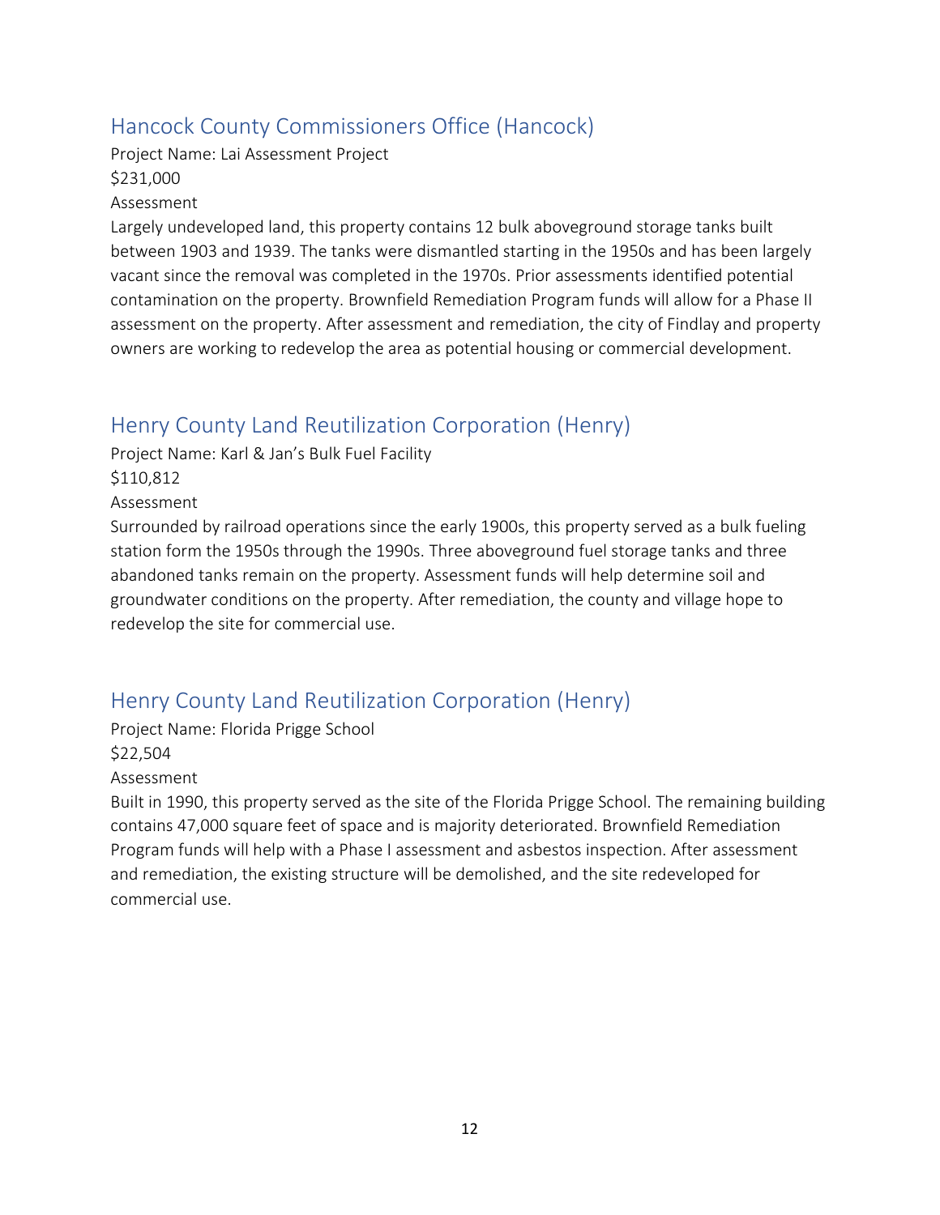## Hancock County Commissioners Office (Hancock)

Project Name: Lai Assessment Project

$231,000

Assessment

Largely undeveloped land, this property contains 12 bulk aboveground storage tanks built between 1903 and 1939. The tanks were dismantled starting in the 1950s and has been largely vacant since the removal was completed in the 1970s. Prior assessments identified potential contamination on the property. Brownfield Remediation Program funds will allow for a Phase II assessment on the property. After assessment and remediation, the city of Findlay and property owners are working to redevelop the area as potential housing or commercial development.

## Henry County Land Reutilization Corporation (Henry)

Project Name: Karl & Jan's Bulk Fuel Facility

$110,812

Assessment

Surrounded by railroad operations since the early 1900s, this property served as a bulk fueling station form the 1950s through the 1990s. Three aboveground fuel storage tanks and three abandoned tanks remain on the property. Assessment funds will help determine soil and groundwater conditions on the property. After remediation, the county and village hope to redevelop the site for commercial use.

## Henry County Land Reutilization Corporation (Henry)

Project Name: Florida Prigge School

$22,504

Assessment

Built in 1990, this property served as the site of the Florida Prigge School. The remaining building contains 47,000 square feet of space and is majority deteriorated. Brownfield Remediation Program funds will help with a Phase I assessment and asbestos inspection. After assessment and remediation, the existing structure will be demolished, and the site redeveloped for commercial use.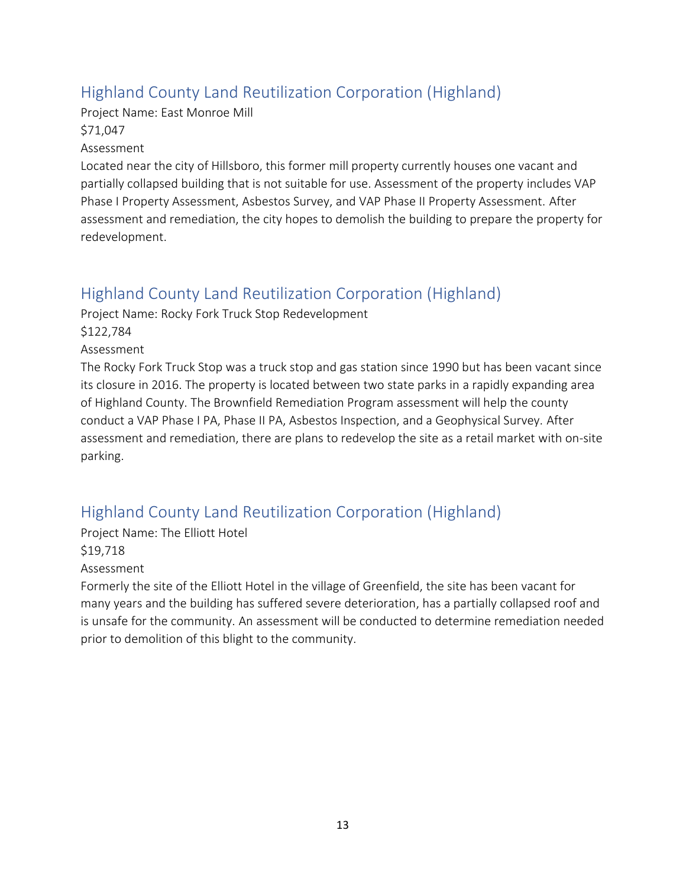## Highland County Land Reutilization Corporation (Highland)

Project Name: East Monroe Mill

$71,047

Assessment

Located near the city of Hillsboro, this former mill property currently houses one vacant and partially collapsed building that is not suitable for use. Assessment of the property includes VAP Phase I Property Assessment, Asbestos Survey, and VAP Phase II Property Assessment. After assessment and remediation, the city hopes to demolish the building to prepare the property for redevelopment.

## Highland County Land Reutilization Corporation (Highland)

Project Name: Rocky Fork Truck Stop Redevelopment

$122,784

Assessment

The Rocky Fork Truck Stop was a truck stop and gas station since 1990 but has been vacant since its closure in 2016. The property is located between two state parks in a rapidly expanding area of Highland County. The Brownfield Remediation Program assessment will help the county conduct a VAP Phase I PA, Phase II PA, Asbestos Inspection, and a Geophysical Survey. After assessment and remediation, there are plans to redevelop the site as a retail market with on-site parking.

## Highland County Land Reutilization Corporation (Highland)

Project Name: The Elliott Hotel

$19,718

Assessment

Formerly the site of the Elliott Hotel in the village of Greenfield, the site has been vacant for many years and the building has suffered severe deterioration, has a partially collapsed roof and is unsafe for the community. An assessment will be conducted to determine remediation needed prior to demolition of this blight to the community.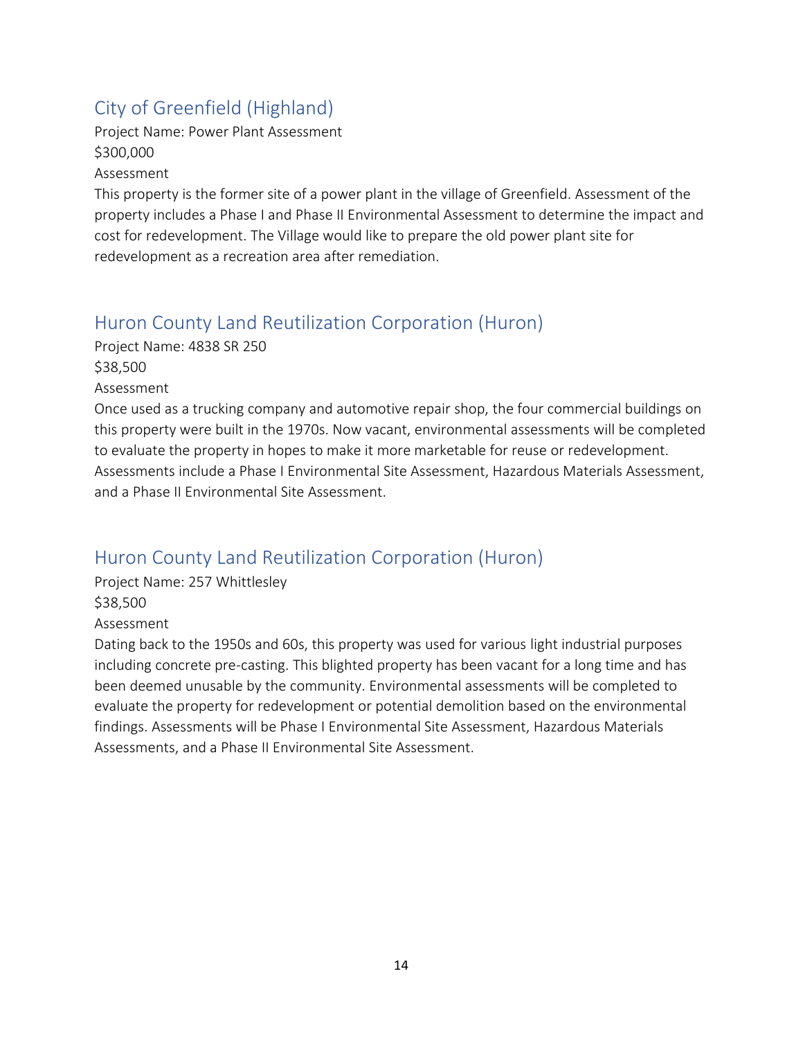## City of Greenfield (Highland)

Project Name: Power Plant Assessment
$300,000
Assessment

This property is the former site of a power plant in the village of Greenfield. Assessment of the property includes a Phase I and Phase II Environmental Assessment to determine the impact and cost for redevelopment. The Village would like to prepare the old power plant site for redevelopment as a recreation area after remediation.

## Huron County Land Reutilization Corporation (Huron)

Project Name: 4838 SR 250
$38,500
Assessment

Once used as a trucking company and automotive repair shop, the four commercial buildings on this property were built in the 1970s. Now vacant, environmental assessments will be completed to evaluate the property in hopes to make it more marketable for reuse or redevelopment. Assessments include a Phase I Environmental Site Assessment, Hazardous Materials Assessment, and a Phase II Environmental Site Assessment.

## Huron County Land Reutilization Corporation (Huron)

Project Name: 257 Whittlesley
$38,500
Assessment

Dating back to the 1950s and 60s, this property was used for various light industrial purposes including concrete pre-casting. This blighted property has been vacant for a long time and has been deemed unusable by the community. Environmental assessments will be completed to evaluate the property for redevelopment or potential demolition based on the environmental findings. Assessments will be Phase I Environmental Site Assessment, Hazardous Materials Assessments, and a Phase II Environmental Site Assessment.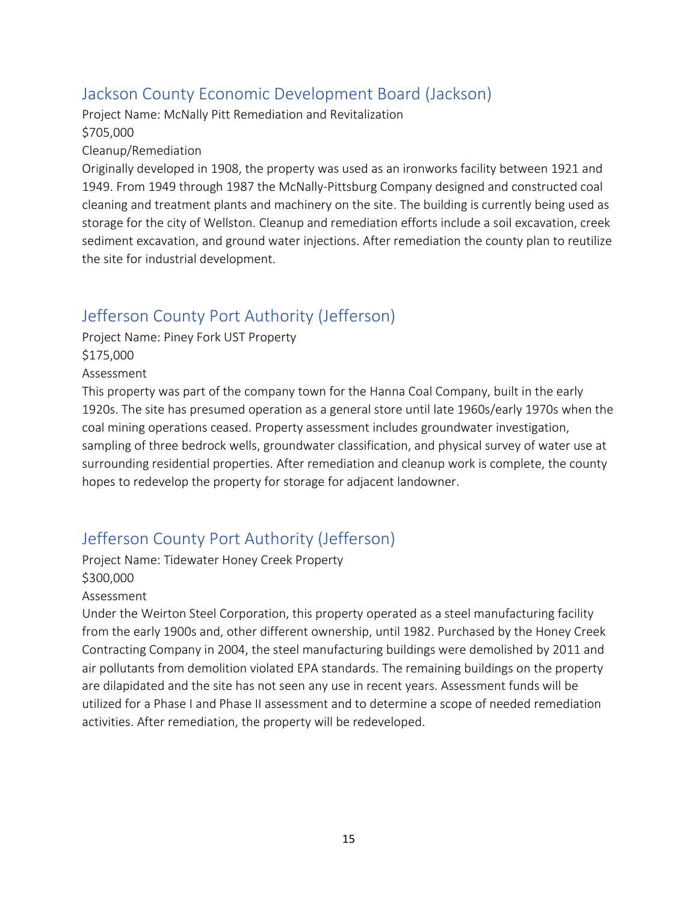## Jackson County Economic Development Board (Jackson)

Project Name: McNally Pitt Remediation and Revitalization

$705,000

Cleanup/Remediation

Originally developed in 1908, the property was used as an ironworks facility between 1921 and 1949. From 1949 through 1987 the McNally-Pittsburg Company designed and constructed coal cleaning and treatment plants and machinery on the site. The building is currently being used as storage for the city of Wellston. Cleanup and remediation efforts include a soil excavation, creek sediment excavation, and ground water injections. After remediation the county plan to reutilize the site for industrial development.

## Jefferson County Port Authority (Jefferson)

Project Name: Piney Fork UST Property

$175,000

Assessment

This property was part of the company town for the Hanna Coal Company, built in the early 1920s. The site has presumed operation as a general store until late 1960s/early 1970s when the coal mining operations ceased. Property assessment includes groundwater investigation, sampling of three bedrock wells, groundwater classification, and physical survey of water use at surrounding residential properties. After remediation and cleanup work is complete, the county hopes to redevelop the property for storage for adjacent landowner.

## Jefferson County Port Authority (Jefferson)

Project Name: Tidewater Honey Creek Property

$300,000

Assessment

Under the Weirton Steel Corporation, this property operated as a steel manufacturing facility from the early 1900s and, other different ownership, until 1982. Purchased by the Honey Creek Contracting Company in 2004, the steel manufacturing buildings were demolished by 2011 and air pollutants from demolition violated EPA standards. The remaining buildings on the property are dilapidated and the site has not seen any use in recent years. Assessment funds will be utilized for a Phase I and Phase II assessment and to determine a scope of needed remediation activities. After remediation, the property will be redeveloped.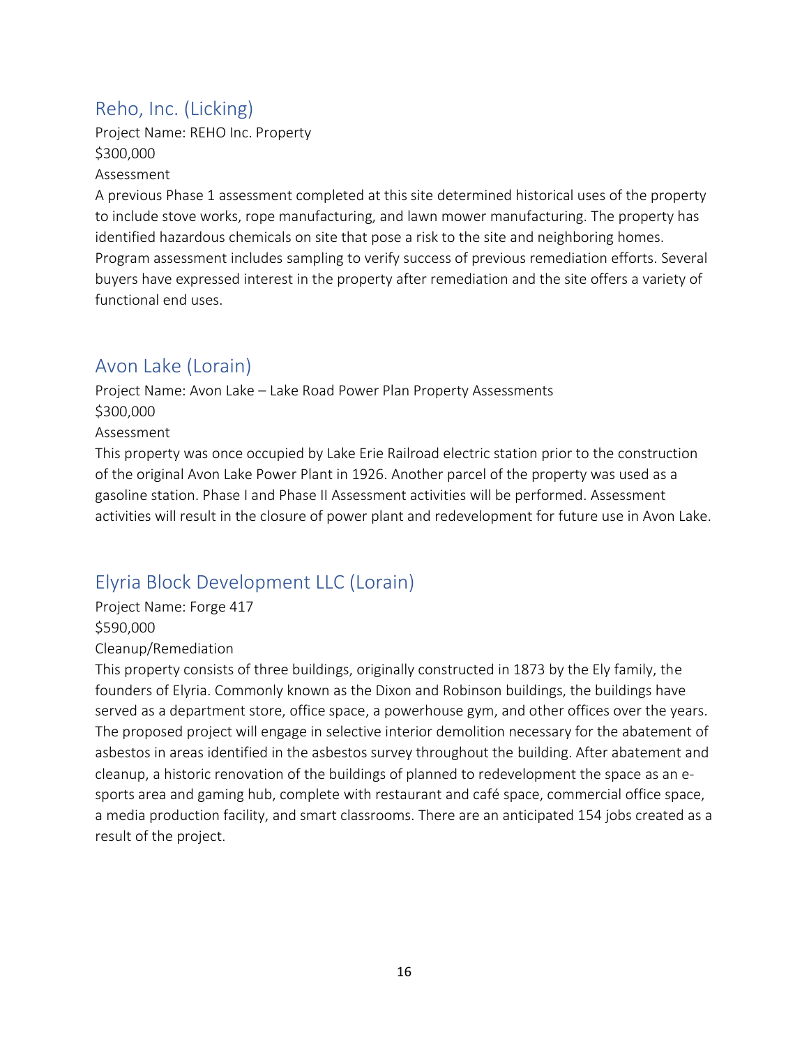## Reho, Inc. (Licking)

Project Name: REHO Inc. Property
$300,000
Assessment

A previous Phase 1 assessment completed at this site determined historical uses of the property to include stove works, rope manufacturing, and lawn mower manufacturing. The property has identified hazardous chemicals on site that pose a risk to the site and neighboring homes. Program assessment includes sampling to verify success of previous remediation efforts. Several buyers have expressed interest in the property after remediation and the site offers a variety of functional end uses.

## Avon Lake (Lorain)

Project Name: Avon Lake – Lake Road Power Plan Property Assessments
$300,000
Assessment

This property was once occupied by Lake Erie Railroad electric station prior to the construction of the original Avon Lake Power Plant in 1926. Another parcel of the property was used as a gasoline station. Phase I and Phase II Assessment activities will be performed. Assessment activities will result in the closure of power plant and redevelopment for future use in Avon Lake.

## Elyria Block Development LLC (Lorain)

Project Name: Forge 417
$590,000
Cleanup/Remediation

This property consists of three buildings, originally constructed in 1873 by the Ely family, the founders of Elyria. Commonly known as the Dixon and Robinson buildings, the buildings have served as a department store, office space, a powerhouse gym, and other offices over the years. The proposed project will engage in selective interior demolition necessary for the abatement of asbestos in areas identified in the asbestos survey throughout the building. After abatement and cleanup, a historic renovation of the buildings of planned to redevelopment the space as an e-sports area and gaming hub, complete with restaurant and café space, commercial office space, a media production facility, and smart classrooms. There are an anticipated 154 jobs created as a result of the project.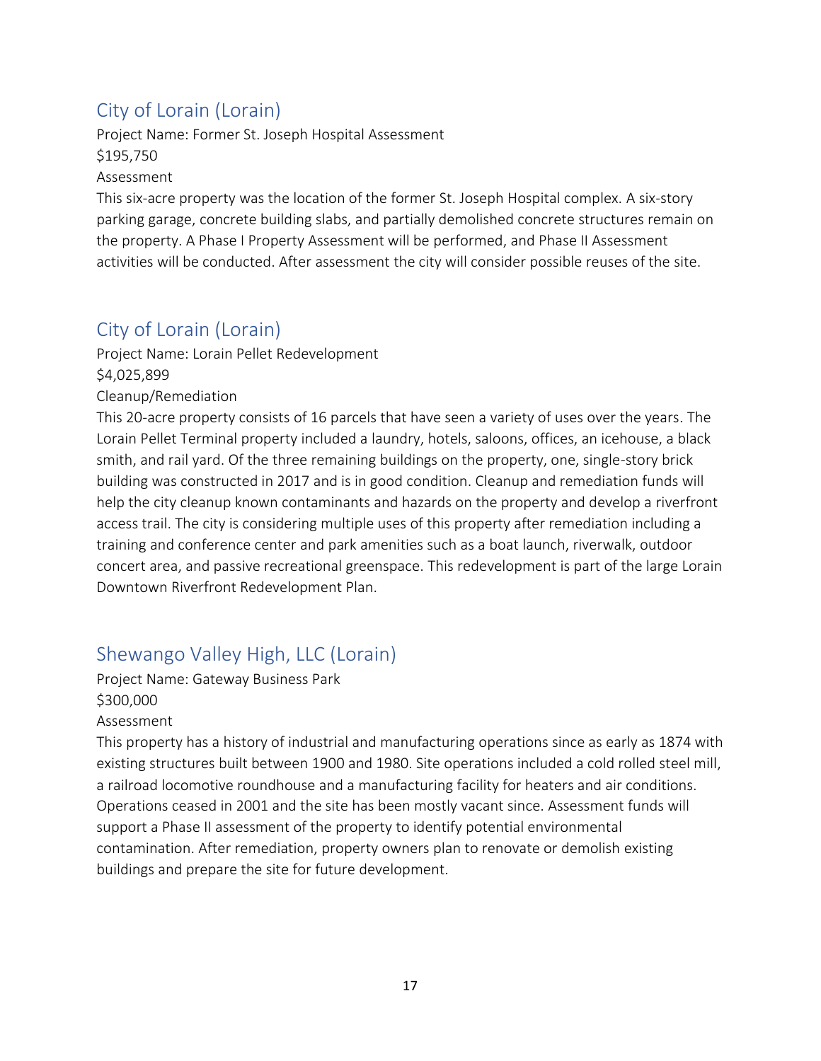## City of Lorain (Lorain)

Project Name: Former St. Joseph Hospital Assessment

$195,750

Assessment

This six-acre property was the location of the former St. Joseph Hospital complex. A six-story parking garage, concrete building slabs, and partially demolished concrete structures remain on the property. A Phase I Property Assessment will be performed, and Phase II Assessment activities will be conducted. After assessment the city will consider possible reuses of the site.

## City of Lorain (Lorain)

Project Name: Lorain Pellet Redevelopment

$4,025,899

Cleanup/Remediation

This 20-acre property consists of 16 parcels that have seen a variety of uses over the years. The Lorain Pellet Terminal property included a laundry, hotels, saloons, offices, an icehouse, a black smith, and rail yard. Of the three remaining buildings on the property, one, single-story brick building was constructed in 2017 and is in good condition. Cleanup and remediation funds will help the city cleanup known contaminants and hazards on the property and develop a riverfront access trail. The city is considering multiple uses of this property after remediation including a training and conference center and park amenities such as a boat launch, riverwalk, outdoor concert area, and passive recreational greenspace. This redevelopment is part of the large Lorain Downtown Riverfront Redevelopment Plan.

## Shewango Valley High, LLC (Lorain)

Project Name: Gateway Business Park

$300,000

Assessment

This property has a history of industrial and manufacturing operations since as early as 1874 with existing structures built between 1900 and 1980. Site operations included a cold rolled steel mill, a railroad locomotive roundhouse and a manufacturing facility for heaters and air conditions. Operations ceased in 2001 and the site has been mostly vacant since. Assessment funds will support a Phase II assessment of the property to identify potential environmental contamination. After remediation, property owners plan to renovate or demolish existing buildings and prepare the site for future development.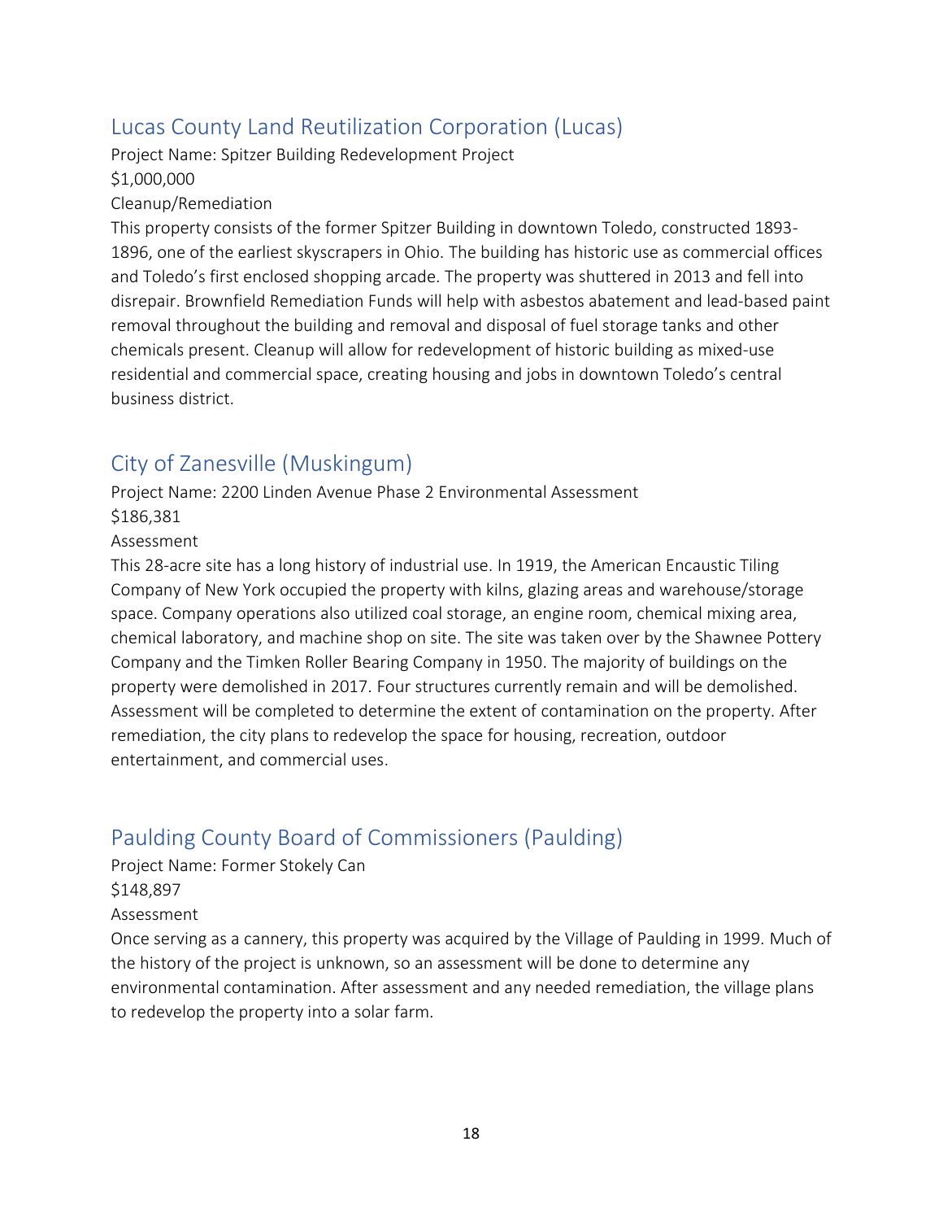## Lucas County Land Reutilization Corporation (Lucas)

Project Name: Spitzer Building Redevelopment Project

$1,000,000

Cleanup/Remediation

This property consists of the former Spitzer Building in downtown Toledo, constructed 1893-1896, one of the earliest skyscrapers in Ohio. The building has historic use as commercial offices and Toledo's first enclosed shopping arcade. The property was shuttered in 2013 and fell into disrepair. Brownfield Remediation Funds will help with asbestos abatement and lead-based paint removal throughout the building and removal and disposal of fuel storage tanks and other chemicals present. Cleanup will allow for redevelopment of historic building as mixed-use residential and commercial space, creating housing and jobs in downtown Toledo's central business district.

## City of Zanesville (Muskingum)

Project Name: 2200 Linden Avenue Phase 2 Environmental Assessment

$186,381

Assessment

This 28-acre site has a long history of industrial use. In 1919, the American Encaustic Tiling Company of New York occupied the property with kilns, glazing areas and warehouse/storage space. Company operations also utilized coal storage, an engine room, chemical mixing area, chemical laboratory, and machine shop on site. The site was taken over by the Shawnee Pottery Company and the Timken Roller Bearing Company in 1950. The majority of buildings on the property were demolished in 2017. Four structures currently remain and will be demolished. Assessment will be completed to determine the extent of contamination on the property. After remediation, the city plans to redevelop the space for housing, recreation, outdoor entertainment, and commercial uses.

## Paulding County Board of Commissioners (Paulding)

Project Name: Former Stokely Can

$148,897

Assessment

Once serving as a cannery, this property was acquired by the Village of Paulding in 1999. Much of the history of the project is unknown, so an assessment will be done to determine any environmental contamination. After assessment and any needed remediation, the village plans to redevelop the property into a solar farm.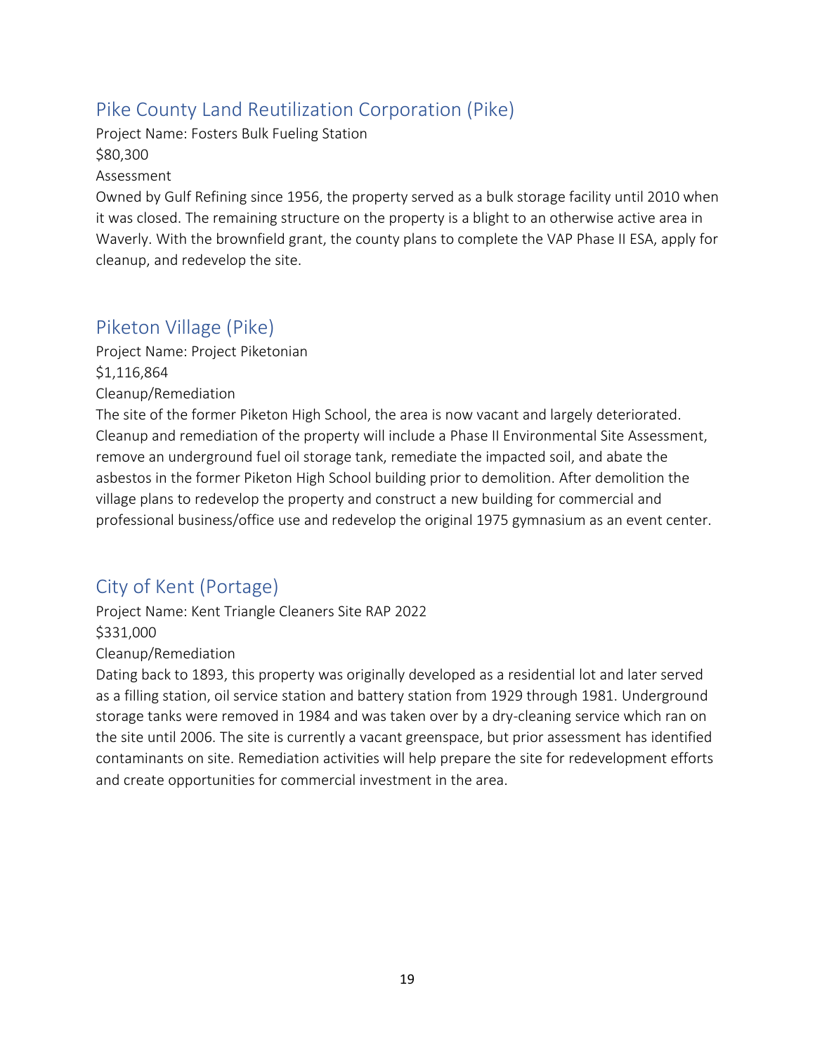## Pike County Land Reutilization Corporation (Pike)

Project Name: Fosters Bulk Fueling Station

$80,300

Assessment

Owned by Gulf Refining since 1956, the property served as a bulk storage facility until 2010 when it was closed. The remaining structure on the property is a blight to an otherwise active area in Waverly. With the brownfield grant, the county plans to complete the VAP Phase II ESA, apply for cleanup, and redevelop the site.

## Piketon Village (Pike)

Project Name: Project Piketonian

$1,116,864

Cleanup/Remediation

The site of the former Piketon High School, the area is now vacant and largely deteriorated. Cleanup and remediation of the property will include a Phase II Environmental Site Assessment, remove an underground fuel oil storage tank, remediate the impacted soil, and abate the asbestos in the former Piketon High School building prior to demolition. After demolition the village plans to redevelop the property and construct a new building for commercial and professional business/office use and redevelop the original 1975 gymnasium as an event center.

## City of Kent (Portage)

Project Name: Kent Triangle Cleaners Site RAP 2022

$331,000

Cleanup/Remediation

Dating back to 1893, this property was originally developed as a residential lot and later served as a filling station, oil service station and battery station from 1929 through 1981. Underground storage tanks were removed in 1984 and was taken over by a dry-cleaning service which ran on the site until 2006. The site is currently a vacant greenspace, but prior assessment has identified contaminants on site. Remediation activities will help prepare the site for redevelopment efforts and create opportunities for commercial investment in the area.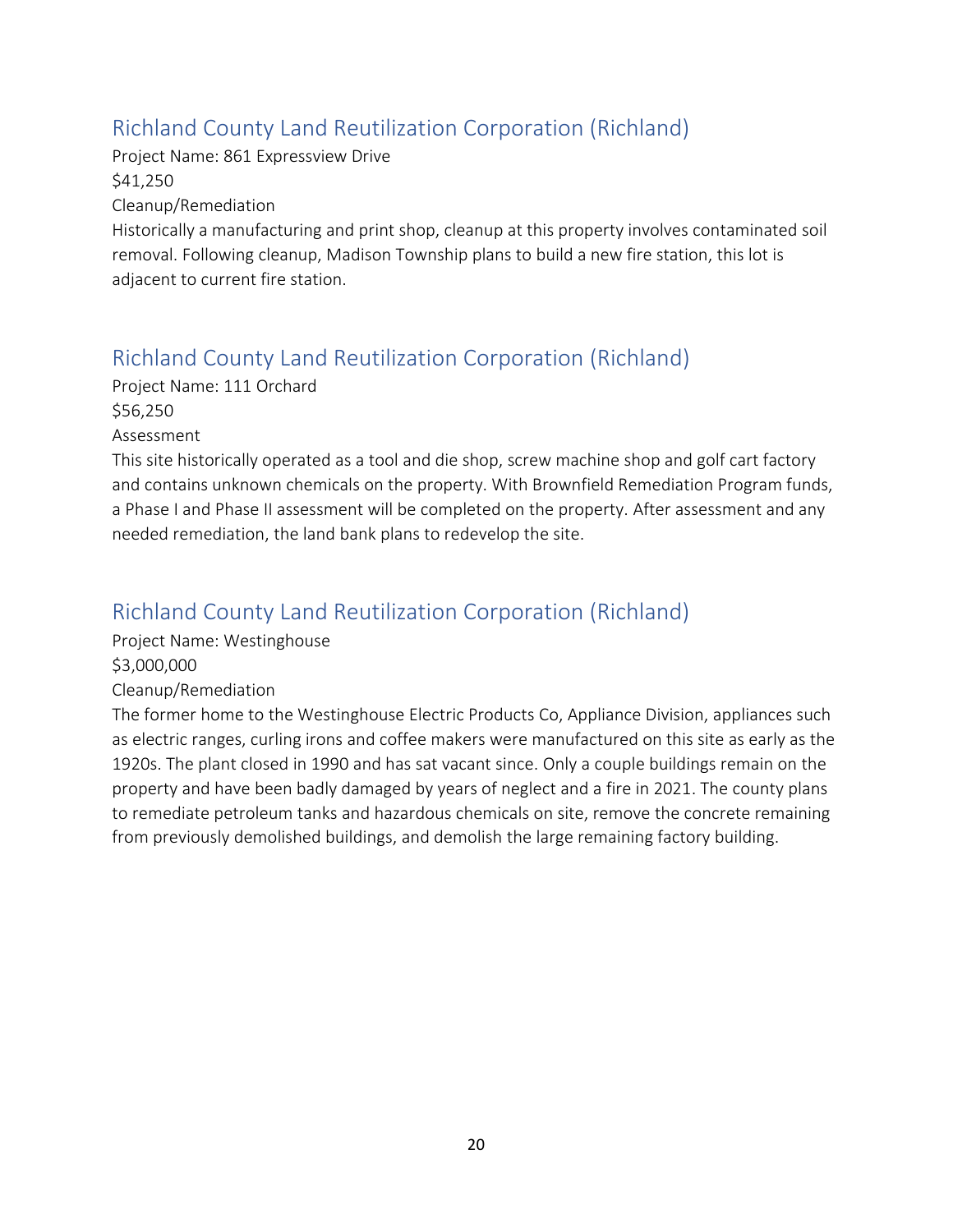## Richland County Land Reutilization Corporation (Richland)

Project Name: 861 Expressview Drive

$41,250

Cleanup/Remediation

Historically a manufacturing and print shop, cleanup at this property involves contaminated soil removal. Following cleanup, Madison Township plans to build a new fire station, this lot is adjacent to current fire station.

## Richland County Land Reutilization Corporation (Richland)

Project Name: 111 Orchard

$56,250

Assessment

This site historically operated as a tool and die shop, screw machine shop and golf cart factory and contains unknown chemicals on the property. With Brownfield Remediation Program funds, a Phase I and Phase II assessment will be completed on the property. After assessment and any needed remediation, the land bank plans to redevelop the site.

## Richland County Land Reutilization Corporation (Richland)

Project Name: Westinghouse

$3,000,000

Cleanup/Remediation

The former home to the Westinghouse Electric Products Co, Appliance Division, appliances such as electric ranges, curling irons and coffee makers were manufactured on this site as early as the 1920s. The plant closed in 1990 and has sat vacant since. Only a couple buildings remain on the property and have been badly damaged by years of neglect and a fire in 2021. The county plans to remediate petroleum tanks and hazardous chemicals on site, remove the concrete remaining from previously demolished buildings, and demolish the large remaining factory building.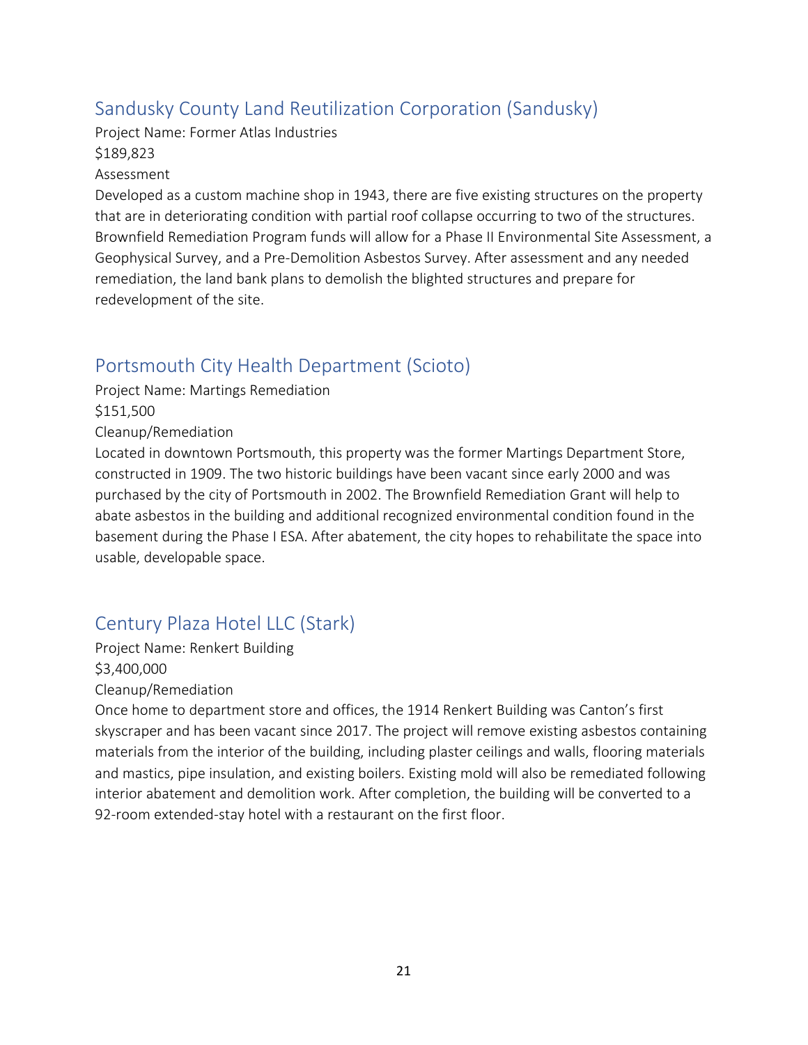## Sandusky County Land Reutilization Corporation (Sandusky)

Project Name: Former Atlas Industries

$189,823

Assessment

Developed as a custom machine shop in 1943, there are five existing structures on the property that are in deteriorating condition with partial roof collapse occurring to two of the structures. Brownfield Remediation Program funds will allow for a Phase II Environmental Site Assessment, a Geophysical Survey, and a Pre-Demolition Asbestos Survey. After assessment and any needed remediation, the land bank plans to demolish the blighted structures and prepare for redevelopment of the site.

## Portsmouth City Health Department (Scioto)

Project Name: Martings Remediation

$151,500

Cleanup/Remediation

Located in downtown Portsmouth, this property was the former Martings Department Store, constructed in 1909. The two historic buildings have been vacant since early 2000 and was purchased by the city of Portsmouth in 2002. The Brownfield Remediation Grant will help to abate asbestos in the building and additional recognized environmental condition found in the basement during the Phase I ESA. After abatement, the city hopes to rehabilitate the space into usable, developable space.

## Century Plaza Hotel LLC (Stark)

Project Name: Renkert Building

$3,400,000

Cleanup/Remediation

Once home to department store and offices, the 1914 Renkert Building was Canton's first skyscraper and has been vacant since 2017. The project will remove existing asbestos containing materials from the interior of the building, including plaster ceilings and walls, flooring materials and mastics, pipe insulation, and existing boilers. Existing mold will also be remediated following interior abatement and demolition work. After completion, the building will be converted to a 92-room extended-stay hotel with a restaurant on the first floor.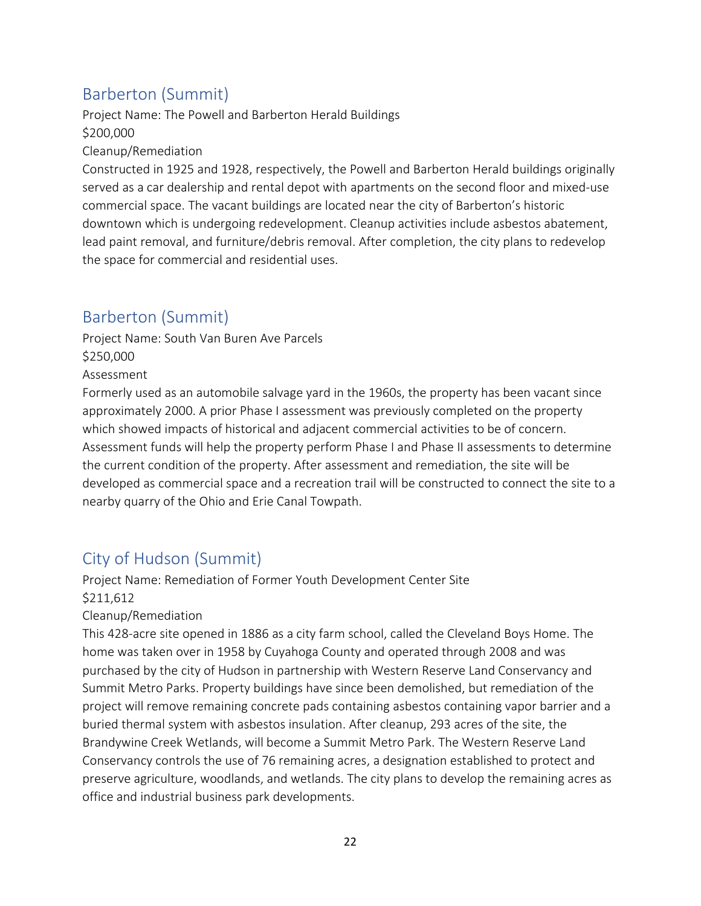## Barberton (Summit)

Project Name: The Powell and Barberton Herald Buildings

$200,000

Cleanup/Remediation

Constructed in 1925 and 1928, respectively, the Powell and Barberton Herald buildings originally served as a car dealership and rental depot with apartments on the second floor and mixed-use commercial space. The vacant buildings are located near the city of Barberton's historic downtown which is undergoing redevelopment. Cleanup activities include asbestos abatement, lead paint removal, and furniture/debris removal. After completion, the city plans to redevelop the space for commercial and residential uses.

## Barberton (Summit)

Project Name: South Van Buren Ave Parcels

$250,000

Assessment

Formerly used as an automobile salvage yard in the 1960s, the property has been vacant since approximately 2000. A prior Phase I assessment was previously completed on the property which showed impacts of historical and adjacent commercial activities to be of concern. Assessment funds will help the property perform Phase I and Phase II assessments to determine the current condition of the property. After assessment and remediation, the site will be developed as commercial space and a recreation trail will be constructed to connect the site to a nearby quarry of the Ohio and Erie Canal Towpath.

## City of Hudson (Summit)

Project Name: Remediation of Former Youth Development Center Site

$211,612

Cleanup/Remediation

This 428-acre site opened in 1886 as a city farm school, called the Cleveland Boys Home. The home was taken over in 1958 by Cuyahoga County and operated through 2008 and was purchased by the city of Hudson in partnership with Western Reserve Land Conservancy and Summit Metro Parks. Property buildings have since been demolished, but remediation of the project will remove remaining concrete pads containing asbestos containing vapor barrier and a buried thermal system with asbestos insulation. After cleanup, 293 acres of the site, the Brandywine Creek Wetlands, will become a Summit Metro Park. The Western Reserve Land Conservancy controls the use of 76 remaining acres, a designation established to protect and preserve agriculture, woodlands, and wetlands. The city plans to develop the remaining acres as office and industrial business park developments.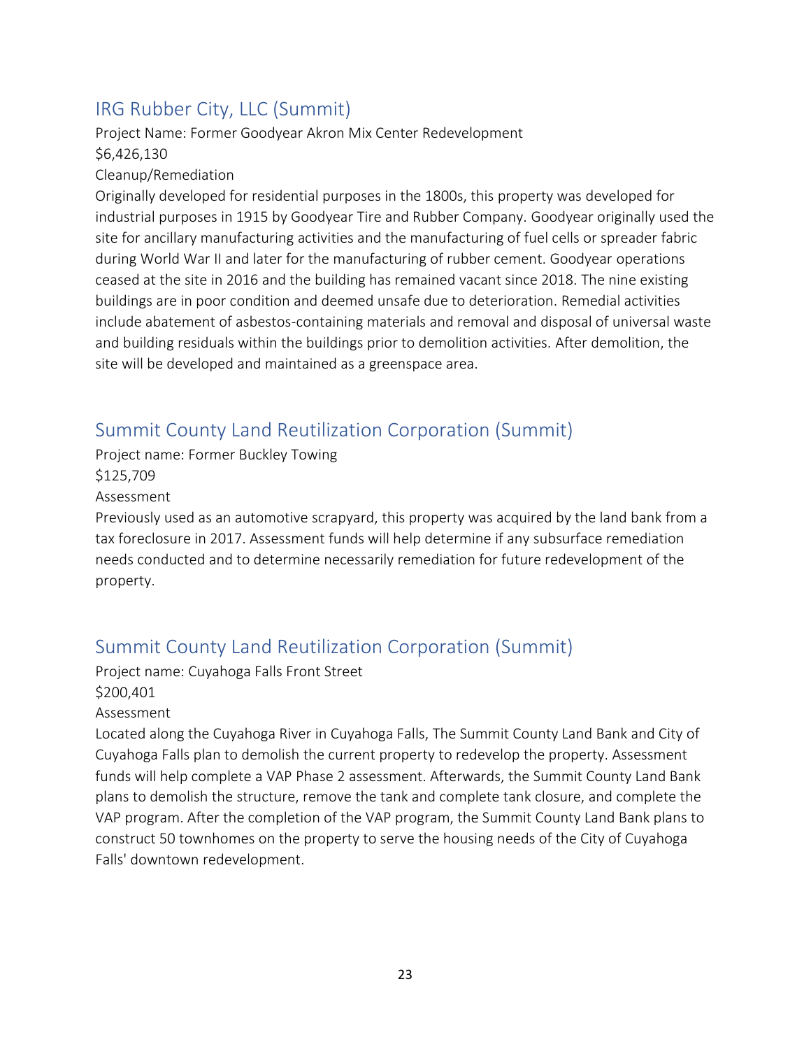## IRG Rubber City, LLC (Summit)

Project Name: Former Goodyear Akron Mix Center Redevelopment

$6,426,130

Cleanup/Remediation

Originally developed for residential purposes in the 1800s, this property was developed for industrial purposes in 1915 by Goodyear Tire and Rubber Company. Goodyear originally used the site for ancillary manufacturing activities and the manufacturing of fuel cells or spreader fabric during World War II and later for the manufacturing of rubber cement. Goodyear operations ceased at the site in 2016 and the building has remained vacant since 2018. The nine existing buildings are in poor condition and deemed unsafe due to deterioration. Remedial activities include abatement of asbestos-containing materials and removal and disposal of universal waste and building residuals within the buildings prior to demolition activities. After demolition, the site will be developed and maintained as a greenspace area.

## Summit County Land Reutilization Corporation (Summit)

Project name: Former Buckley Towing

$125,709

Assessment

Previously used as an automotive scrapyard, this property was acquired by the land bank from a tax foreclosure in 2017. Assessment funds will help determine if any subsurface remediation needs conducted and to determine necessarily remediation for future redevelopment of the property.

## Summit County Land Reutilization Corporation (Summit)

Project name: Cuyahoga Falls Front Street

$200,401

Assessment

Located along the Cuyahoga River in Cuyahoga Falls, The Summit County Land Bank and City of Cuyahoga Falls plan to demolish the current property to redevelop the property. Assessment funds will help complete a VAP Phase 2 assessment. Afterwards, the Summit County Land Bank plans to demolish the structure, remove the tank and complete tank closure, and complete the VAP program. After the completion of the VAP program, the Summit County Land Bank plans to construct 50 townhomes on the property to serve the housing needs of the City of Cuyahoga Falls' downtown redevelopment.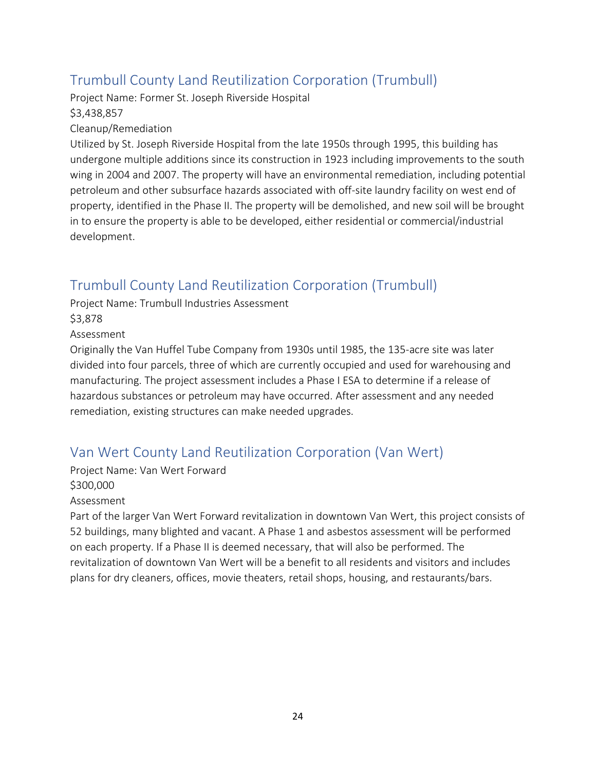## Trumbull County Land Reutilization Corporation (Trumbull)

Project Name: Former St. Joseph Riverside Hospital

$3,438,857

Cleanup/Remediation

Utilized by St. Joseph Riverside Hospital from the late 1950s through 1995, this building has undergone multiple additions since its construction in 1923 including improvements to the south wing in 2004 and 2007. The property will have an environmental remediation, including potential petroleum and other subsurface hazards associated with off-site laundry facility on west end of property, identified in the Phase II. The property will be demolished, and new soil will be brought in to ensure the property is able to be developed, either residential or commercial/industrial development.

## Trumbull County Land Reutilization Corporation (Trumbull)

Project Name: Trumbull Industries Assessment

$3,878

Assessment

Originally the Van Huffel Tube Company from 1930s until 1985, the 135-acre site was later divided into four parcels, three of which are currently occupied and used for warehousing and manufacturing. The project assessment includes a Phase I ESA to determine if a release of hazardous substances or petroleum may have occurred. After assessment and any needed remediation, existing structures can make needed upgrades.

## Van Wert County Land Reutilization Corporation (Van Wert)

Project Name: Van Wert Forward

$300,000

Assessment

Part of the larger Van Wert Forward revitalization in downtown Van Wert, this project consists of 52 buildings, many blighted and vacant. A Phase 1 and asbestos assessment will be performed on each property. If a Phase II is deemed necessary, that will also be performed. The revitalization of downtown Van Wert will be a benefit to all residents and visitors and includes plans for dry cleaners, offices, movie theaters, retail shops, housing, and restaurants/bars.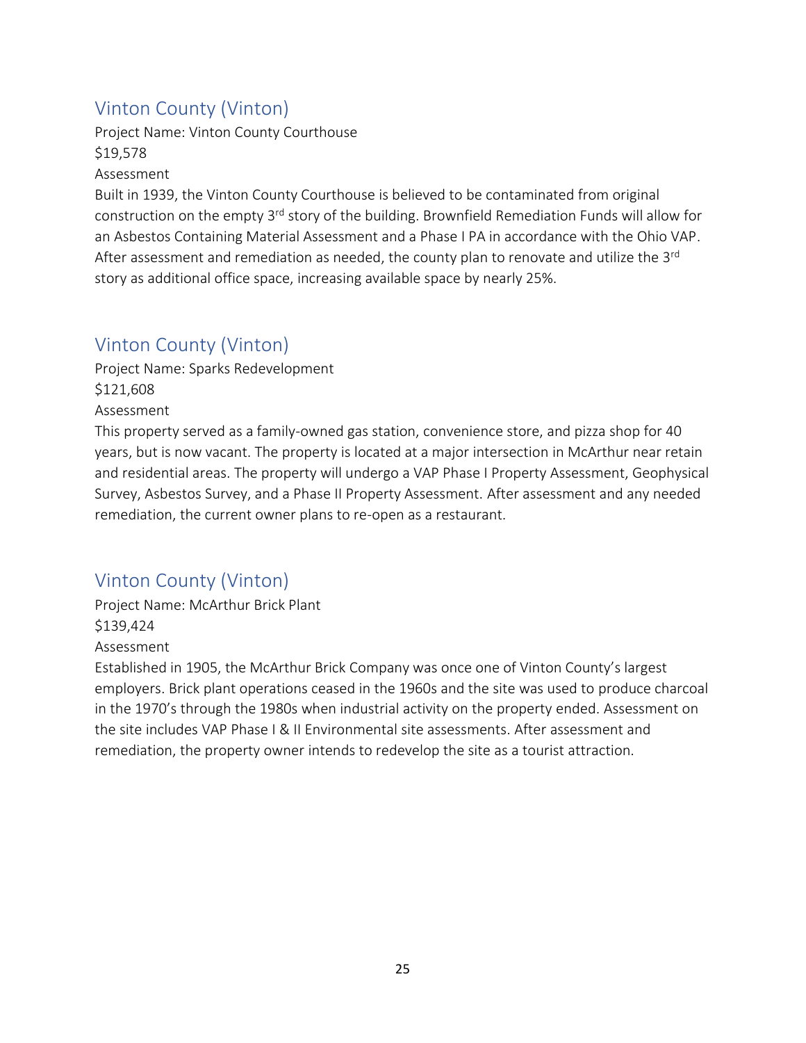## Vinton County (Vinton)

Project Name: Vinton County Courthouse

$19,578

Assessment

Built in 1939, the Vinton County Courthouse is believed to be contaminated from original construction on the empty 3rd story of the building. Brownfield Remediation Funds will allow for an Asbestos Containing Material Assessment and a Phase I PA in accordance with the Ohio VAP. After assessment and remediation as needed, the county plan to renovate and utilize the 3rd story as additional office space, increasing available space by nearly 25%.

## Vinton County (Vinton)

Project Name: Sparks Redevelopment

$121,608

Assessment

This property served as a family-owned gas station, convenience store, and pizza shop for 40 years, but is now vacant. The property is located at a major intersection in McArthur near retain and residential areas. The property will undergo a VAP Phase I Property Assessment, Geophysical Survey, Asbestos Survey, and a Phase II Property Assessment. After assessment and any needed remediation, the current owner plans to re-open as a restaurant.

## Vinton County (Vinton)

Project Name: McArthur Brick Plant

$139,424

Assessment

Established in 1905, the McArthur Brick Company was once one of Vinton County's largest employers. Brick plant operations ceased in the 1960s and the site was used to produce charcoal in the 1970's through the 1980s when industrial activity on the property ended. Assessment on the site includes VAP Phase I & II Environmental site assessments. After assessment and remediation, the property owner intends to redevelop the site as a tourist attraction.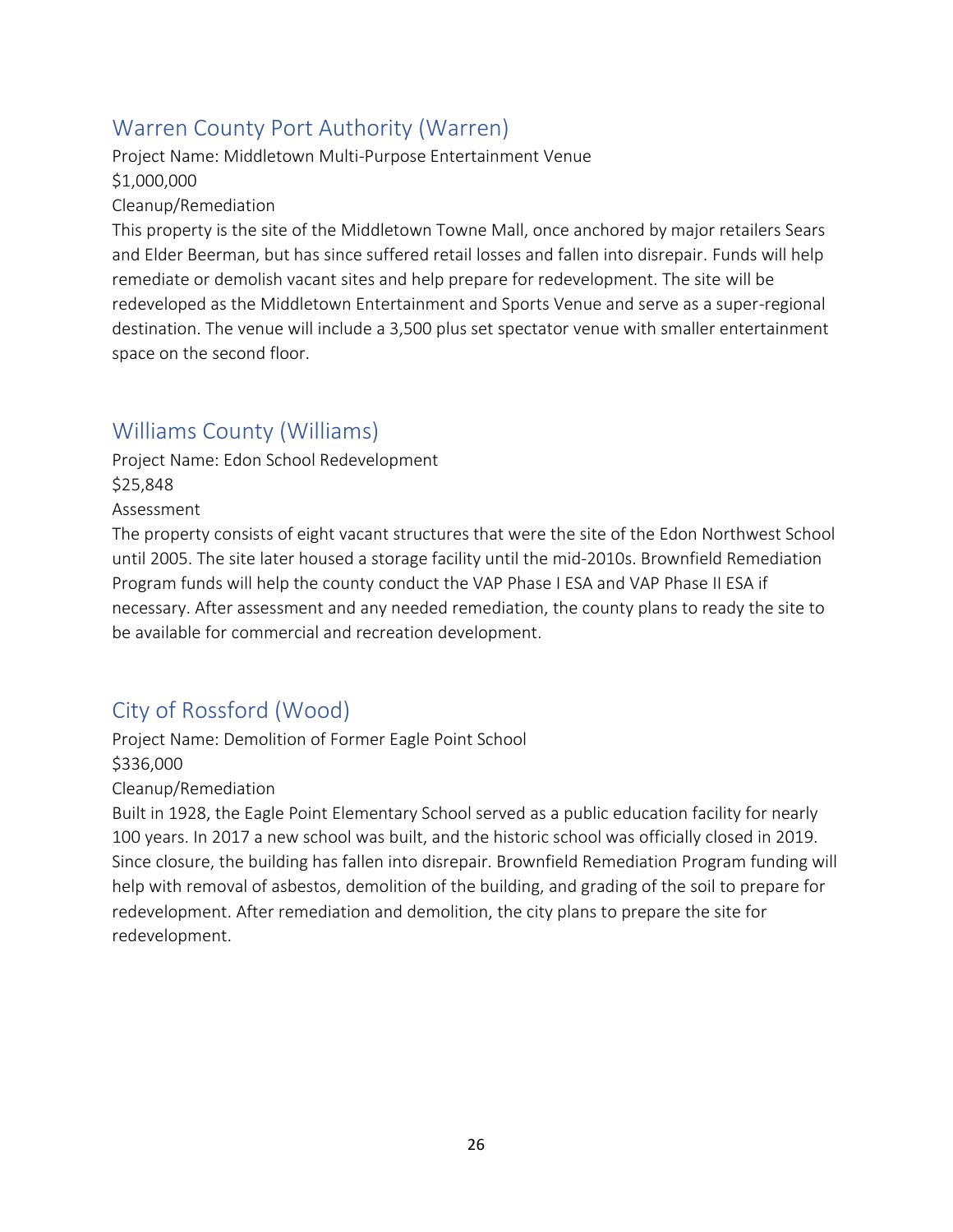## Warren County Port Authority (Warren)

Project Name: Middletown Multi-Purpose Entertainment Venue

$1,000,000

Cleanup/Remediation

This property is the site of the Middletown Towne Mall, once anchored by major retailers Sears and Elder Beerman, but has since suffered retail losses and fallen into disrepair. Funds will help remediate or demolish vacant sites and help prepare for redevelopment. The site will be redeveloped as the Middletown Entertainment and Sports Venue and serve as a super-regional destination. The venue will include a 3,500 plus set spectator venue with smaller entertainment space on the second floor.

## Williams County (Williams)

Project Name: Edon School Redevelopment

$25,848

Assessment

The property consists of eight vacant structures that were the site of the Edon Northwest School until 2005. The site later housed a storage facility until the mid-2010s. Brownfield Remediation Program funds will help the county conduct the VAP Phase I ESA and VAP Phase II ESA if necessary. After assessment and any needed remediation, the county plans to ready the site to be available for commercial and recreation development.

## City of Rossford (Wood)

Project Name: Demolition of Former Eagle Point School

$336,000

Cleanup/Remediation

Built in 1928, the Eagle Point Elementary School served as a public education facility for nearly 100 years. In 2017 a new school was built, and the historic school was officially closed in 2019. Since closure, the building has fallen into disrepair. Brownfield Remediation Program funding will help with removal of asbestos, demolition of the building, and grading of the soil to prepare for redevelopment. After remediation and demolition, the city plans to prepare the site for redevelopment.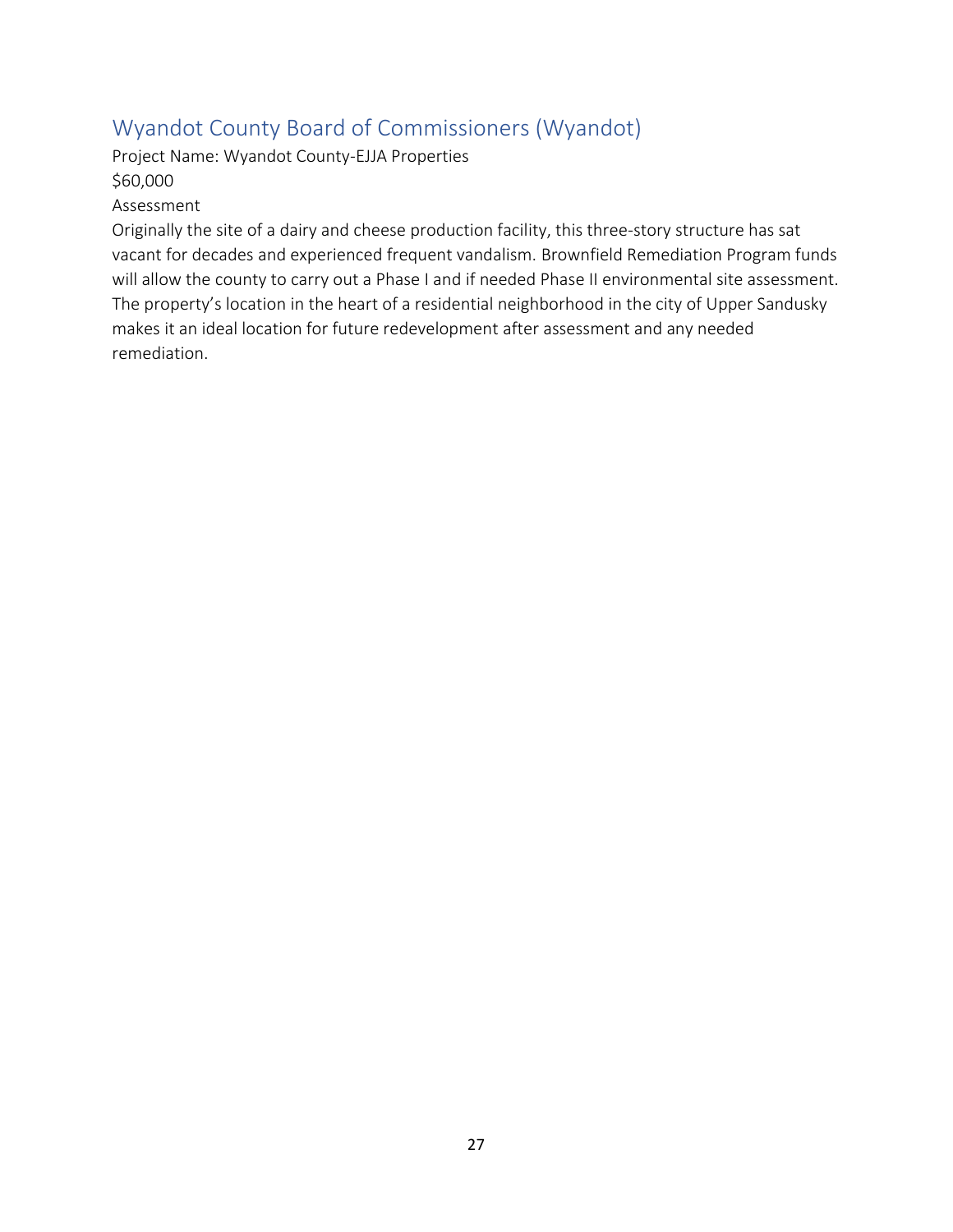## Wyandot County Board of Commissioners (Wyandot)

Project Name: Wyandot County-EJJA Properties

$60,000

Assessment

Originally the site of a dairy and cheese production facility, this three-story structure has sat vacant for decades and experienced frequent vandalism. Brownfield Remediation Program funds will allow the county to carry out a Phase I and if needed Phase II environmental site assessment. The property's location in the heart of a residential neighborhood in the city of Upper Sandusky makes it an ideal location for future redevelopment after assessment and any needed remediation.